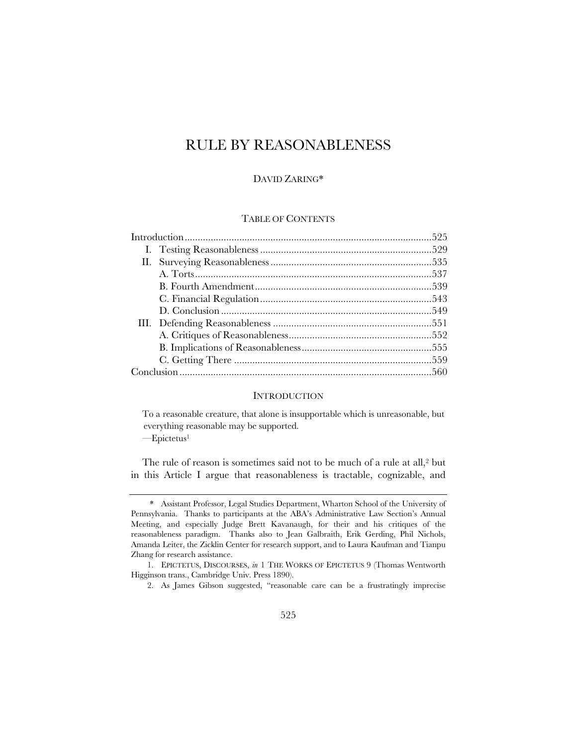# RULE BY REASONABLENESS

DAVID ZARING*

TABLE OF CONTENTS

| | |
|---|---|
| Introduction | 525 |
| I. Testing Reasonableness | 529 |
| II. Surveying Reasonableness | 535 |
| A. Torts | 537 |
| B. Fourth Amendment | 539 |
| C. Financial Regulation | 543 |
| D. Conclusion | 549 |
| III. Defending Reasonableness | 551 |
| A. Critiques of Reasonableness | 552 |
| B. Implications of Reasonableness | 555 |
| C. Getting There | 559 |
| Conclusion | 560 |

## INTRODUCTION

> To a reasonable creature, that alone is insupportable which is unreasonable, but everything reasonable may be supported.
>
> —Epictetus[1]

The rule of reason is sometimes said not to be much of a rule at all,[2] but in this Article I argue that reasonableness is tractable, cognizable, and

---

\* Assistant Professor, Legal Studies Department, Wharton School of the University of Pennsylvania. Thanks to participants at the ABA's Administrative Law Section's Annual Meeting, and especially Judge Brett Kavanaugh, for their and his critiques of the reasonableness paradigm. Thanks also to Jean Galbraith, Erik Gerding, Phil Nichols, Amanda Leiter, the Zicklin Center for research support, and to Laura Kaufman and Tianpu Zhang for research assistance.

1. EPICTETUS, DISCOURSES, *in* 1 THE WORKS OF EPICTETUS 9 (Thomas Wentworth Higginson trans., Cambridge Univ. Press 1890).

2. As James Gibson suggested, "reasonable care can be a frustratingly imprecise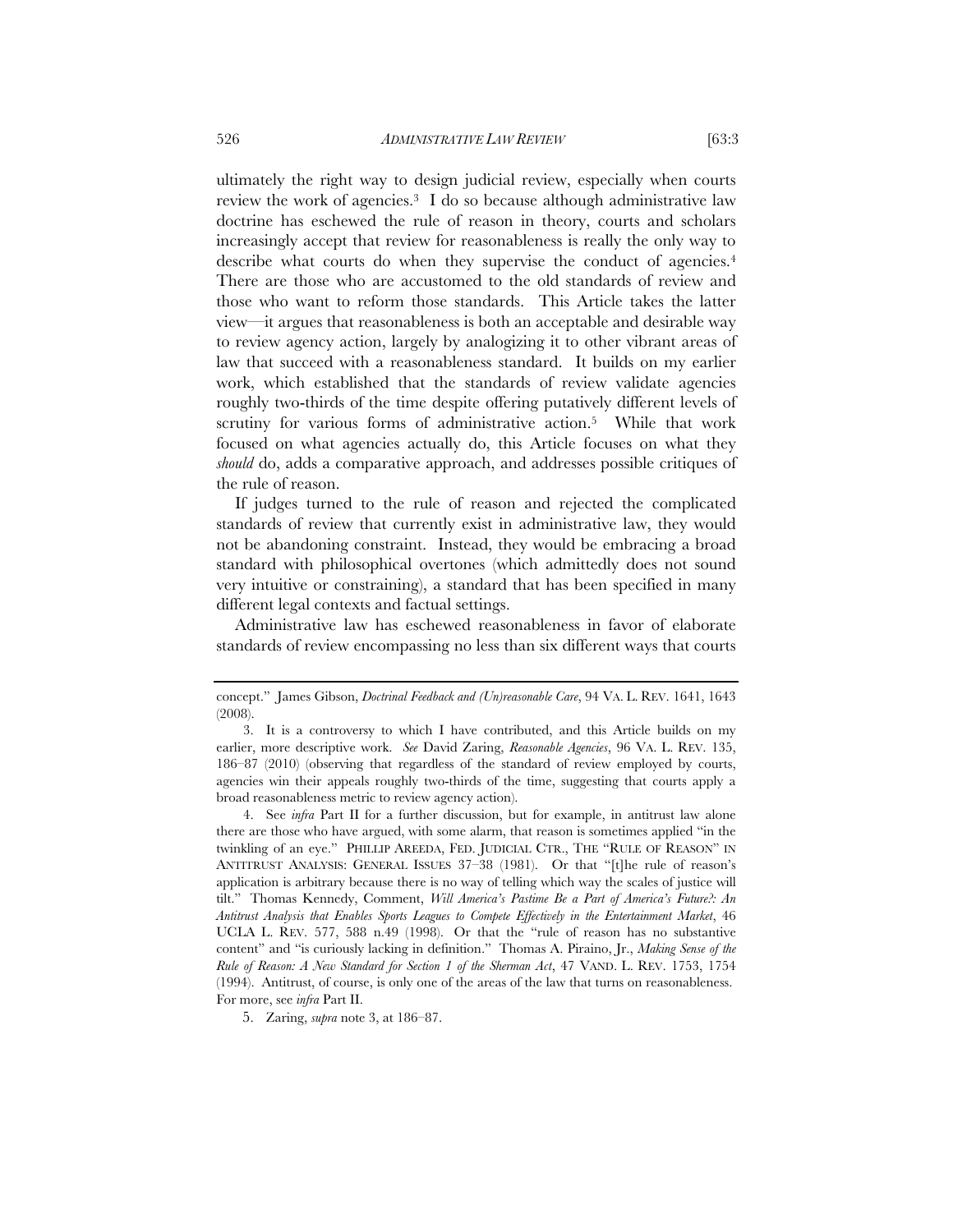ultimately the right way to design judicial review, especially when courts review the work of agencies.[3] I do so because although administrative law doctrine has eschewed the rule of reason in theory, courts and scholars increasingly accept that review for reasonableness is really the only way to describe what courts do when they supervise the conduct of agencies.[4] There are those who are accustomed to the old standards of review and those who want to reform those standards. This Article takes the latter view—it argues that reasonableness is both an acceptable and desirable way to review agency action, largely by analogizing it to other vibrant areas of law that succeed with a reasonableness standard. It builds on my earlier work, which established that the standards of review validate agencies roughly two-thirds of the time despite offering putatively different levels of scrutiny for various forms of administrative action.[5] While that work focused on what agencies actually do, this Article focuses on what they *should* do, adds a comparative approach, and addresses possible critiques of the rule of reason.

If judges turned to the rule of reason and rejected the complicated standards of review that currently exist in administrative law, they would not be abandoning constraint. Instead, they would be embracing a broad standard with philosophical overtones (which admittedly does not sound very intuitive or constraining), a standard that has been specified in many different legal contexts and factual settings.

Administrative law has eschewed reasonableness in favor of elaborate standards of review encompassing no less than six different ways that courts

---

concept." James Gibson, *Doctrinal Feedback and (Un)reasonable Care*, 94 VA. L. REV. 1641, 1643 (2008).

3. It is a controversy to which I have contributed, and this Article builds on my earlier, more descriptive work. *See* David Zaring, *Reasonable Agencies*, 96 VA. L. REV. 135, 186–87 (2010) (observing that regardless of the standard of review employed by courts, agencies win their appeals roughly two-thirds of the time, suggesting that courts apply a broad reasonableness metric to review agency action).

4. See *infra* Part II for a further discussion, but for example, in antitrust law alone there are those who have argued, with some alarm, that reason is sometimes applied "in the twinkling of an eye." PHILLIP AREEDA, FED. JUDICIAL CTR., THE "RULE OF REASON" IN ANTITRUST ANALYSIS: GENERAL ISSUES 37–38 (1981). Or that "[t]he rule of reason's application is arbitrary because there is no way of telling which way the scales of justice will tilt." Thomas Kennedy, Comment, *Will America's Pastime Be a Part of America's Future?: An Antitrust Analysis that Enables Sports Leagues to Compete Effectively in the Entertainment Market*, 46 UCLA L. REV. 577, 588 n.49 (1998). Or that the "rule of reason has no substantive content" and "is curiously lacking in definition." Thomas A. Piraino, Jr., *Making Sense of the Rule of Reason: A New Standard for Section 1 of the Sherman Act*, 47 VAND. L. REV. 1753, 1754 (1994). Antitrust, of course, is only one of the areas of the law that turns on reasonableness. For more, see *infra* Part II.

5. Zaring, *supra* note 3, at 186–87.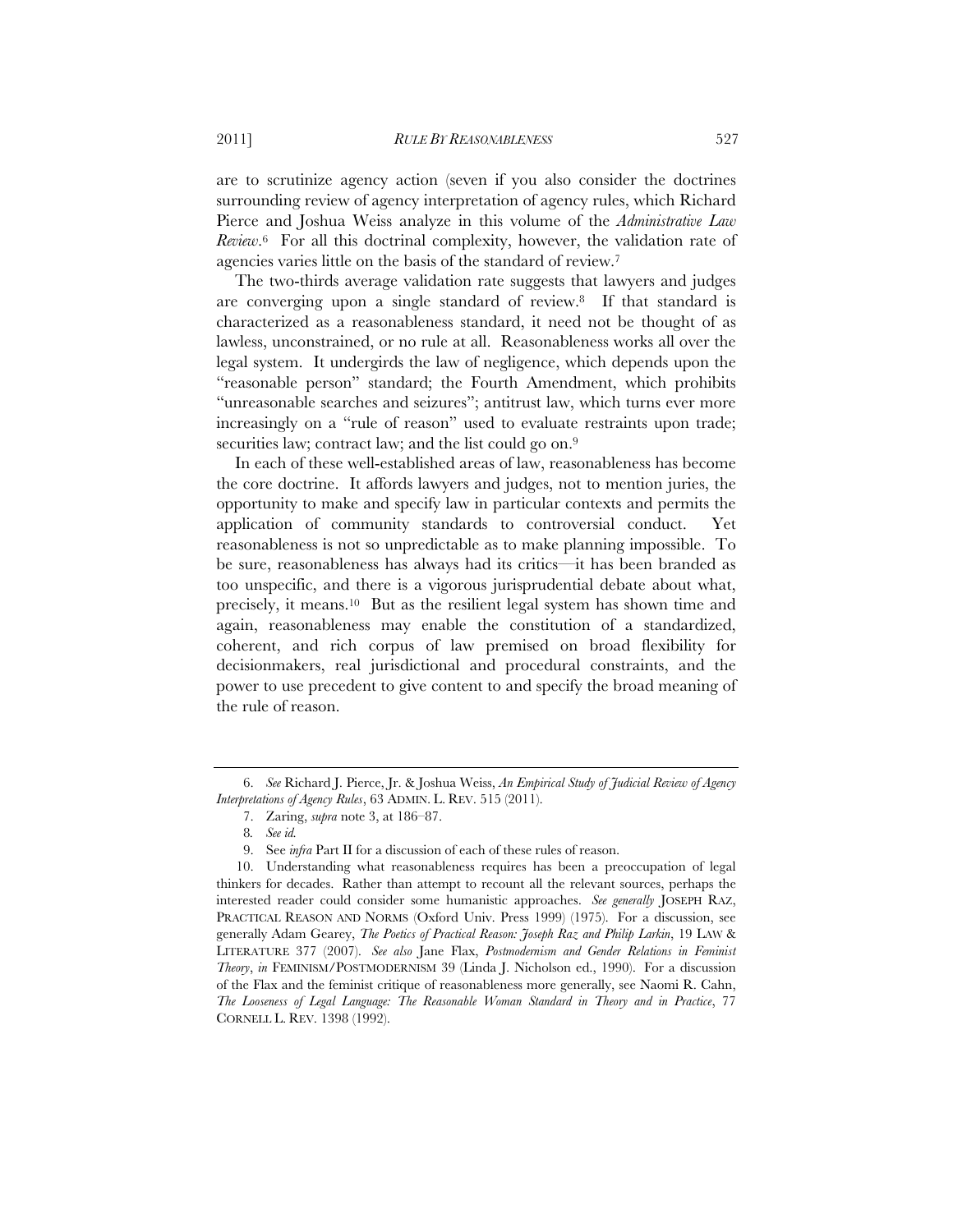are to scrutinize agency action (seven if you also consider the doctrines surrounding review of agency interpretation of agency rules, which Richard Pierce and Joshua Weiss analyze in this volume of the *Administrative Law Review*.[6] For all this doctrinal complexity, however, the validation rate of agencies varies little on the basis of the standard of review.[7]

The two-thirds average validation rate suggests that lawyers and judges are converging upon a single standard of review.[8] If that standard is characterized as a reasonableness standard, it need not be thought of as lawless, unconstrained, or no rule at all. Reasonableness works all over the legal system. It undergirds the law of negligence, which depends upon the "reasonable person" standard; the Fourth Amendment, which prohibits "unreasonable searches and seizures"; antitrust law, which turns ever more increasingly on a "rule of reason" used to evaluate restraints upon trade; securities law; contract law; and the list could go on.[9]

In each of these well-established areas of law, reasonableness has become the core doctrine. It affords lawyers and judges, not to mention juries, the opportunity to make and specify law in particular contexts and permits the application of community standards to controversial conduct. Yet reasonableness is not so unpredictable as to make planning impossible. To be sure, reasonableness has always had its critics—it has been branded as too unspecific, and there is a vigorous jurisprudential debate about what, precisely, it means.[10] But as the resilient legal system has shown time and again, reasonableness may enable the constitution of a standardized, coherent, and rich corpus of law premised on broad flexibility for decisionmakers, real jurisdictional and procedural constraints, and the power to use precedent to give content to and specify the broad meaning of the rule of reason.

---

6. *See* Richard J. Pierce, Jr. & Joshua Weiss, *An Empirical Study of Judicial Review of Agency Interpretations of Agency Rules*, 63 ADMIN. L. REV. 515 (2011).

7. Zaring, *supra* note 3, at 186–87.

8. *See id.*

9. See *infra* Part II for a discussion of each of these rules of reason.

10. Understanding what reasonableness requires has been a preoccupation of legal thinkers for decades. Rather than attempt to recount all the relevant sources, perhaps the interested reader could consider some humanistic approaches. *See generally* JOSEPH RAZ, PRACTICAL REASON AND NORMS (Oxford Univ. Press 1999) (1975). For a discussion, see generally Adam Gearey, *The Poetics of Practical Reason: Joseph Raz and Philip Larkin*, 19 LAW & LITERATURE 377 (2007). *See also* Jane Flax, *Postmodernism and Gender Relations in Feminist Theory*, *in* FEMINISM/POSTMODERNISM 39 (Linda J. Nicholson ed., 1990). For a discussion of the Flax and the feminist critique of reasonableness more generally, see Naomi R. Cahn, *The Looseness of Legal Language: The Reasonable Woman Standard in Theory and in Practice*, 77 CORNELL L. REV. 1398 (1992).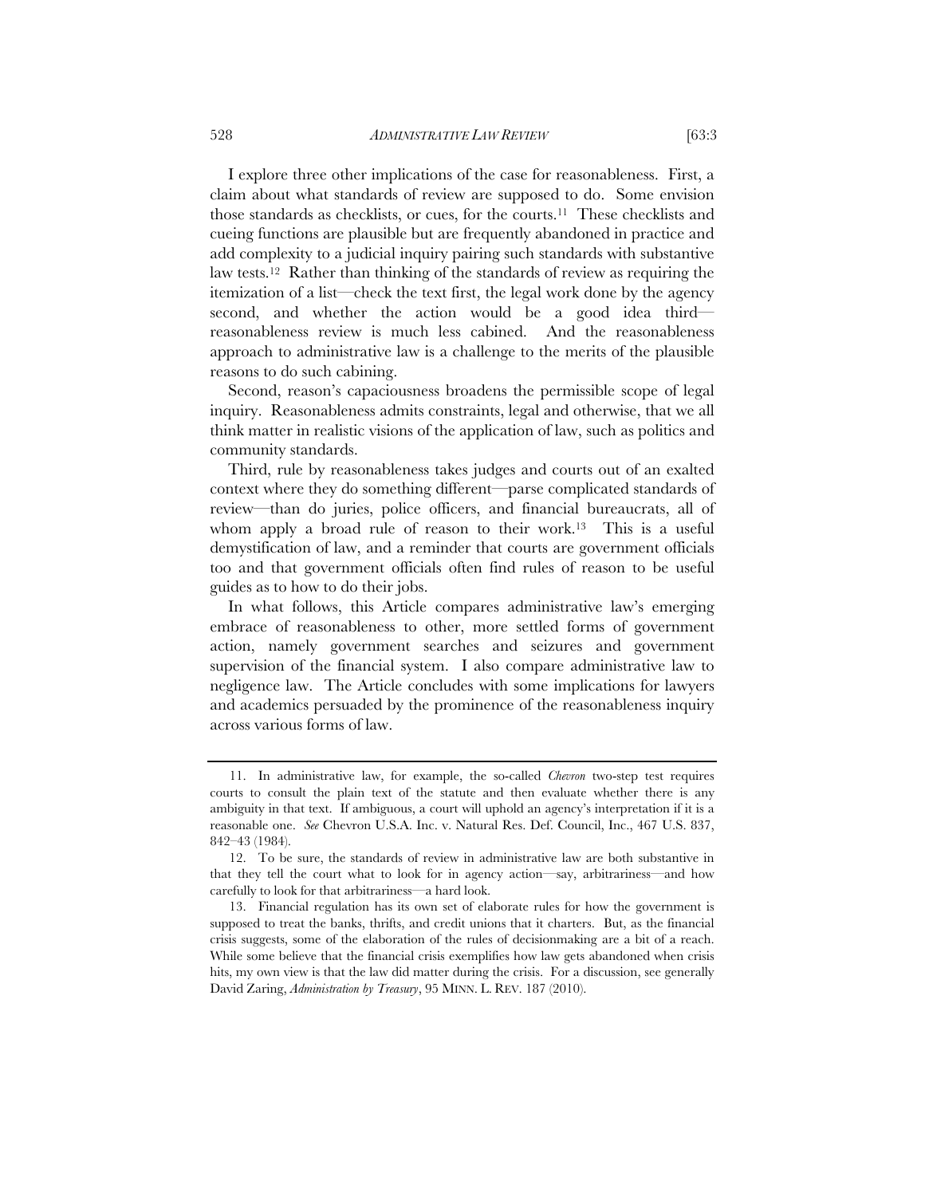I explore three other implications of the case for reasonableness. First, a claim about what standards of review are supposed to do. Some envision those standards as checklists, or cues, for the courts.[11] These checklists and cueing functions are plausible but are frequently abandoned in practice and add complexity to a judicial inquiry pairing such standards with substantive law tests.[12] Rather than thinking of the standards of review as requiring the itemization of a list—check the text first, the legal work done by the agency second, and whether the action would be a good idea third—reasonableness review is much less cabined. And the reasonableness approach to administrative law is a challenge to the merits of the plausible reasons to do such cabining.

Second, reason's capaciousness broadens the permissible scope of legal inquiry. Reasonableness admits constraints, legal and otherwise, that we all think matter in realistic visions of the application of law, such as politics and community standards.

Third, rule by reasonableness takes judges and courts out of an exalted context where they do something different—parse complicated standards of review—than do juries, police officers, and financial bureaucrats, all of whom apply a broad rule of reason to their work.[13] This is a useful demystification of law, and a reminder that courts are government officials too and that government officials often find rules of reason to be useful guides as to how to do their jobs.

In what follows, this Article compares administrative law's emerging embrace of reasonableness to other, more settled forms of government action, namely government searches and seizures and government supervision of the financial system. I also compare administrative law to negligence law. The Article concludes with some implications for lawyers and academics persuaded by the prominence of the reasonableness inquiry across various forms of law.

---

11. In administrative law, for example, the so-called *Chevron* two-step test requires courts to consult the plain text of the statute and then evaluate whether there is any ambiguity in that text. If ambiguous, a court will uphold an agency's interpretation if it is a reasonable one. *See* Chevron U.S.A. Inc. v. Natural Res. Def. Council, Inc., 467 U.S. 837, 842–43 (1984).

12. To be sure, the standards of review in administrative law are both substantive in that they tell the court what to look for in agency action—say, arbitrariness—and how carefully to look for that arbitrariness—a hard look.

13. Financial regulation has its own set of elaborate rules for how the government is supposed to treat the banks, thrifts, and credit unions that it charters. But, as the financial crisis suggests, some of the elaboration of the rules of decisionmaking are a bit of a reach. While some believe that the financial crisis exemplifies how law gets abandoned when crisis hits, my own view is that the law did matter during the crisis. For a discussion, see generally David Zaring, *Administration by Treasury*, 95 MINN. L. REV. 187 (2010).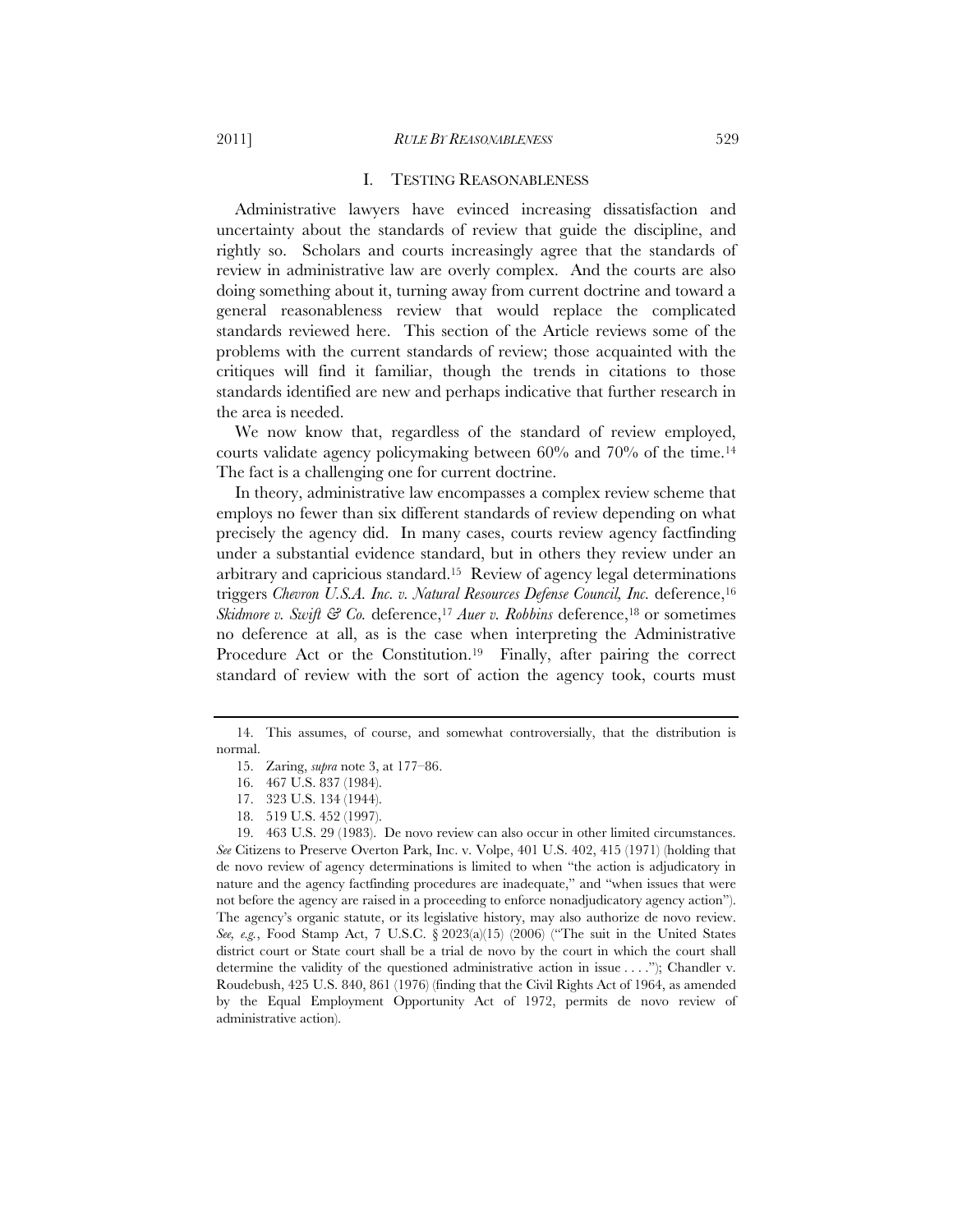## I. TESTING REASONABLENESS

Administrative lawyers have evinced increasing dissatisfaction and uncertainty about the standards of review that guide the discipline, and rightly so. Scholars and courts increasingly agree that the standards of review in administrative law are overly complex. And the courts are also doing something about it, turning away from current doctrine and toward a general reasonableness review that would replace the complicated standards reviewed here. This section of the Article reviews some of the problems with the current standards of review; those acquainted with the critiques will find it familiar, though the trends in citations to those standards identified are new and perhaps indicative that further research in the area is needed.

We now know that, regardless of the standard of review employed, courts validate agency policymaking between 60% and 70% of the time.[14] The fact is a challenging one for current doctrine.

In theory, administrative law encompasses a complex review scheme that employs no fewer than six different standards of review depending on what precisely the agency did. In many cases, courts review agency factfinding under a substantial evidence standard, but in others they review under an arbitrary and capricious standard.[15] Review of agency legal determinations triggers *Chevron U.S.A. Inc. v. Natural Resources Defense Council, Inc.* deference,[16] *Skidmore v. Swift & Co.* deference,[17] *Auer v. Robbins* deference,[18] or sometimes no deference at all, as is the case when interpreting the Administrative Procedure Act or the Constitution.[19] Finally, after pairing the correct standard of review with the sort of action the agency took, courts must

---

14. This assumes, of course, and somewhat controversially, that the distribution is normal.

15. Zaring, *supra* note 3, at 177–86.

16. 467 U.S. 837 (1984).

17. 323 U.S. 134 (1944).

18. 519 U.S. 452 (1997).

19. 463 U.S. 29 (1983). De novo review can also occur in other limited circumstances. *See* Citizens to Preserve Overton Park, Inc. v. Volpe, 401 U.S. 402, 415 (1971) (holding that de novo review of agency determinations is limited to when "the action is adjudicatory in nature and the agency factfinding procedures are inadequate," and "when issues that were not before the agency are raised in a proceeding to enforce nonadjudicatory agency action"). The agency's organic statute, or its legislative history, may also authorize de novo review. *See, e.g.*, Food Stamp Act, 7 U.S.C. § 2023(a)(15) (2006) ("The suit in the United States district court or State court shall be a trial de novo by the court in which the court shall determine the validity of the questioned administrative action in issue . . . ."); Chandler v. Roudebush, 425 U.S. 840, 861 (1976) (finding that the Civil Rights Act of 1964, as amended by the Equal Employment Opportunity Act of 1972, permits de novo review of administrative action).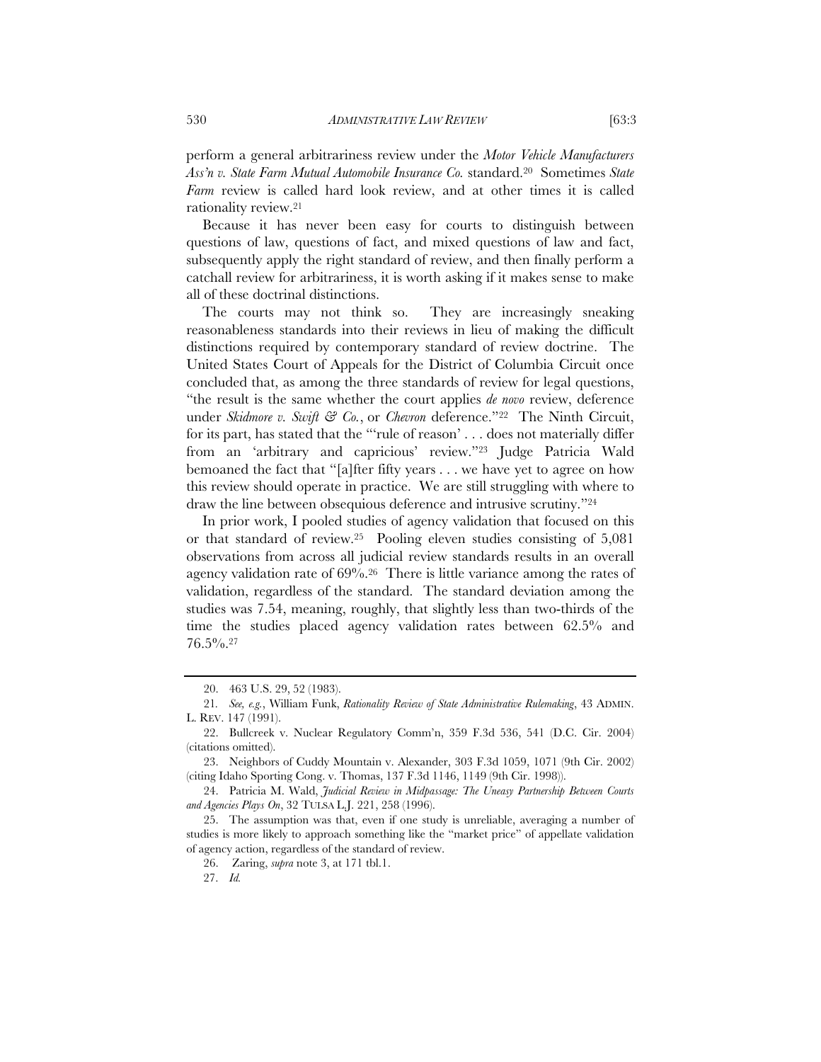perform a general arbitrariness review under the *Motor Vehicle Manufacturers Ass'n v. State Farm Mutual Automobile Insurance Co.* standard.[20] Sometimes *State Farm* review is called hard look review, and at other times it is called rationality review.[21]

Because it has never been easy for courts to distinguish between questions of law, questions of fact, and mixed questions of law and fact, subsequently apply the right standard of review, and then finally perform a catchall review for arbitrariness, it is worth asking if it makes sense to make all of these doctrinal distinctions.

The courts may not think so. They are increasingly sneaking reasonableness standards into their reviews in lieu of making the difficult distinctions required by contemporary standard of review doctrine. The United States Court of Appeals for the District of Columbia Circuit once concluded that, as among the three standards of review for legal questions, "the result is the same whether the court applies *de novo* review, deference under *Skidmore v. Swift & Co.*, or *Chevron* deference."[22] The Ninth Circuit, for its part, has stated that the "'rule of reason' . . . does not materially differ from an 'arbitrary and capricious' review."[23] Judge Patricia Wald bemoaned the fact that "[a]fter fifty years . . . we have yet to agree on how this review should operate in practice. We are still struggling with where to draw the line between obsequious deference and intrusive scrutiny."[24]

In prior work, I pooled studies of agency validation that focused on this or that standard of review.[25] Pooling eleven studies consisting of 5,081 observations from across all judicial review standards results in an overall agency validation rate of 69%.[26] There is little variance among the rates of validation, regardless of the standard. The standard deviation among the studies was 7.54, meaning, roughly, that slightly less than two-thirds of the time the studies placed agency validation rates between 62.5% and 76.5%.[27]

---

20. 463 U.S. 29, 52 (1983).

21. *See, e.g.*, William Funk, *Rationality Review of State Administrative Rulemaking*, 43 ADMIN. L. REV. 147 (1991).

22. Bullcreek v. Nuclear Regulatory Comm'n, 359 F.3d 536, 541 (D.C. Cir. 2004) (citations omitted).

23. Neighbors of Cuddy Mountain v. Alexander, 303 F.3d 1059, 1071 (9th Cir. 2002) (citing Idaho Sporting Cong. v. Thomas, 137 F.3d 1146, 1149 (9th Cir. 1998)).

24. Patricia M. Wald, *Judicial Review in Midpassage: The Uneasy Partnership Between Courts and Agencies Plays On*, 32 TULSA L.J. 221, 258 (1996).

25. The assumption was that, even if one study is unreliable, averaging a number of studies is more likely to approach something like the "market price" of appellate validation of agency action, regardless of the standard of review.

26. Zaring, *supra* note 3, at 171 tbl.1.

27. *Id.*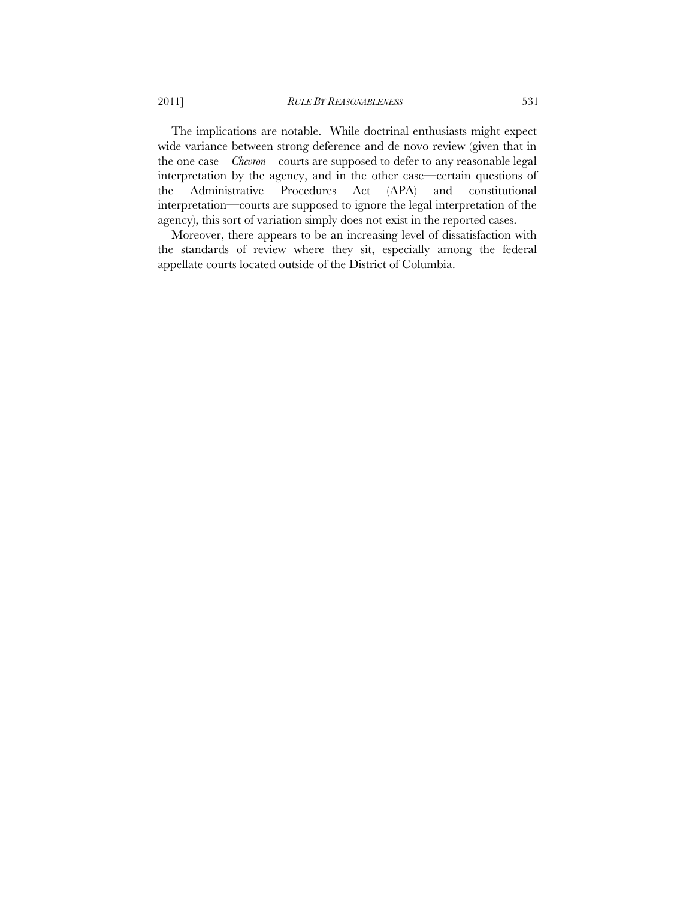The implications are notable. While doctrinal enthusiasts might expect wide variance between strong deference and de novo review (given that in the one case—*Chevron*—courts are supposed to defer to any reasonable legal interpretation by the agency, and in the other case—certain questions of the Administrative Procedures Act (APA) and constitutional interpretation—courts are supposed to ignore the legal interpretation of the agency), this sort of variation simply does not exist in the reported cases.

Moreover, there appears to be an increasing level of dissatisfaction with the standards of review where they sit, especially among the federal appellate courts located outside of the District of Columbia.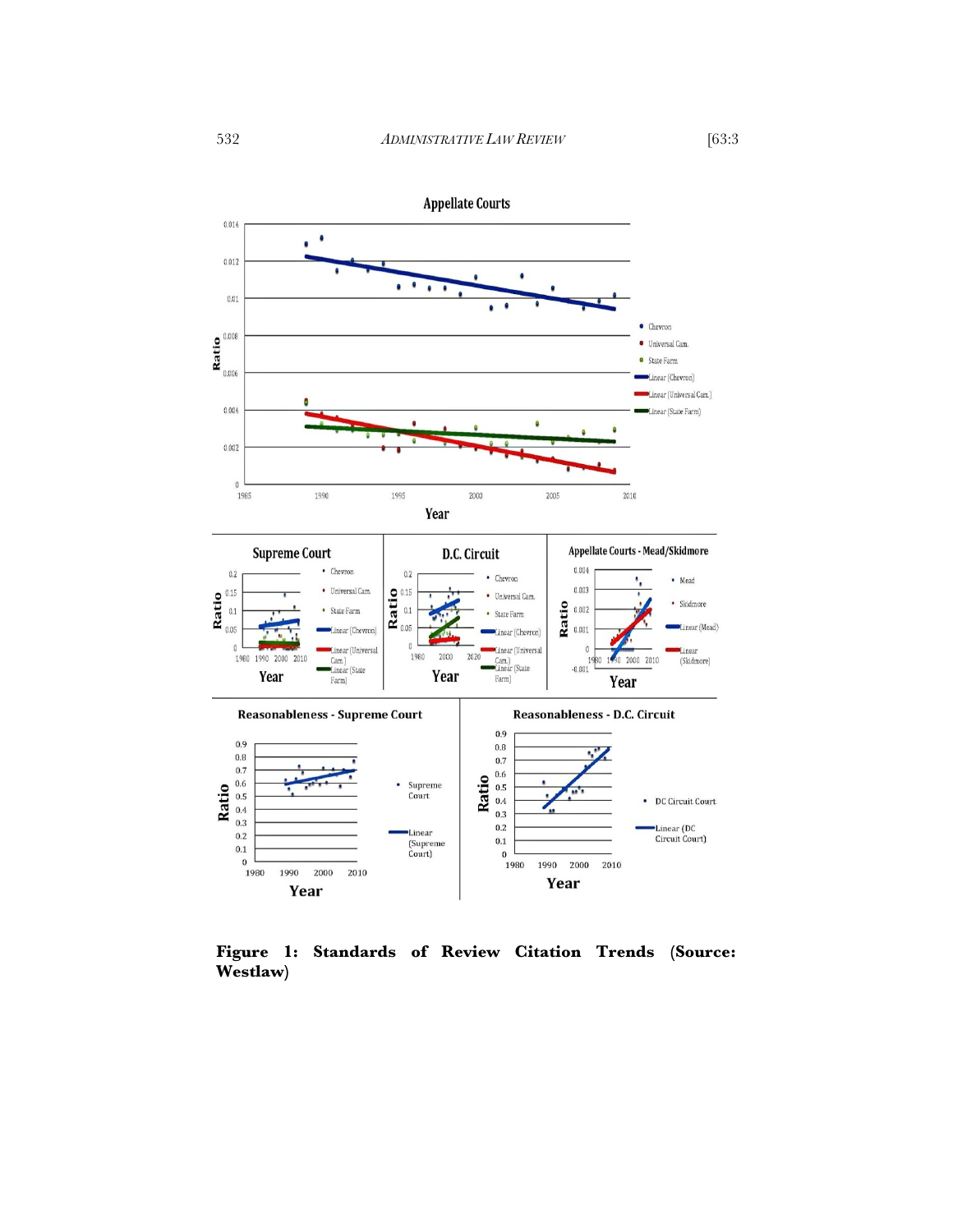**Figure 1: Standards of Review Citation Trends (Source: Westlaw)**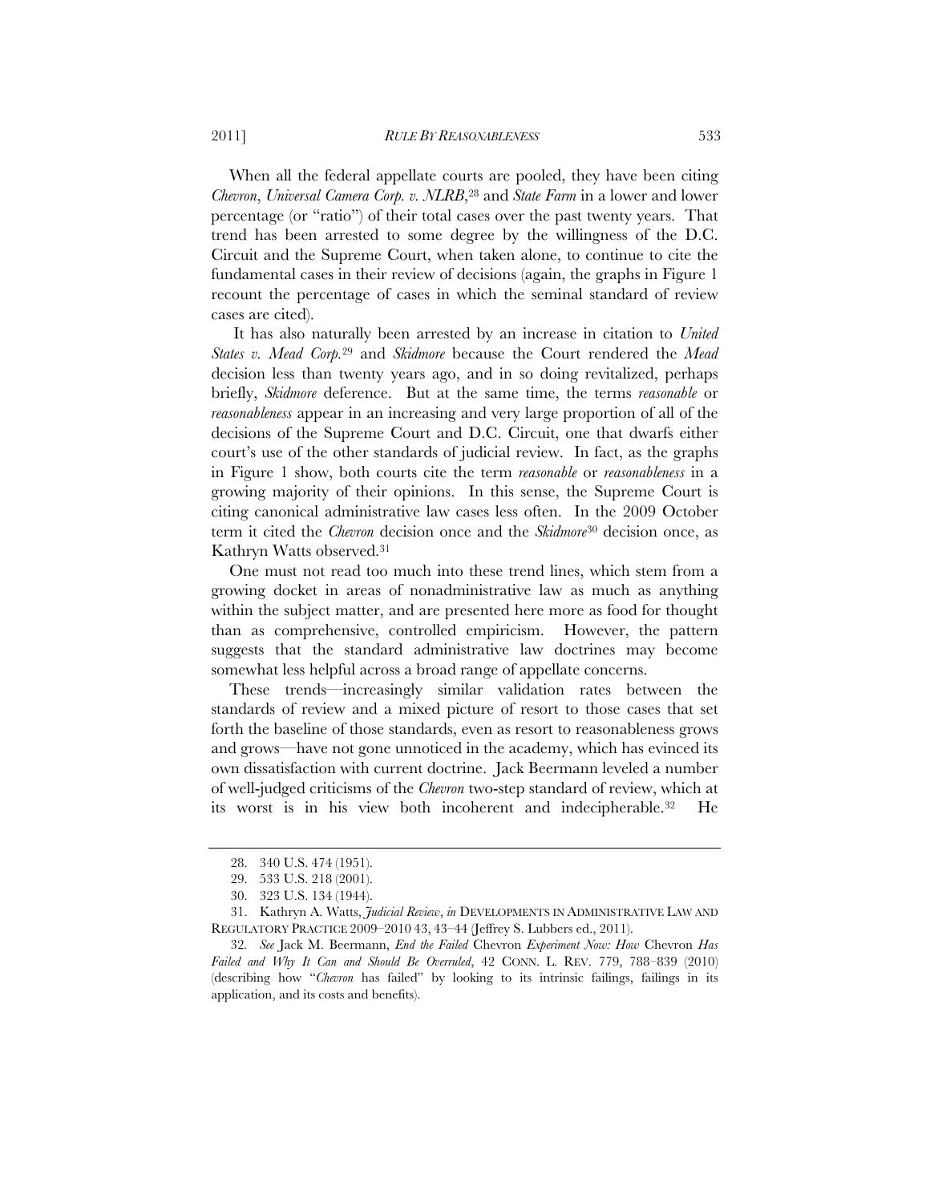When all the federal appellate courts are pooled, they have been citing *Chevron*, *Universal Camera Corp. v. NLRB*,[28] and *State Farm* in a lower and lower percentage (or "ratio") of their total cases over the past twenty years. That trend has been arrested to some degree by the willingness of the D.C. Circuit and the Supreme Court, when taken alone, to continue to cite the fundamental cases in their review of decisions (again, the graphs in Figure 1 recount the percentage of cases in which the seminal standard of review cases are cited).

It has also naturally been arrested by an increase in citation to *United States v. Mead Corp.*[29] and *Skidmore* because the Court rendered the *Mead* decision less than twenty years ago, and in so doing revitalized, perhaps briefly, *Skidmore* deference. But at the same time, the terms *reasonable* or *reasonableness* appear in an increasing and very large proportion of all of the decisions of the Supreme Court and D.C. Circuit, one that dwarfs either court's use of the other standards of judicial review. In fact, as the graphs in Figure 1 show, both courts cite the term *reasonable* or *reasonableness* in a growing majority of their opinions. In this sense, the Supreme Court is citing canonical administrative law cases less often. In the 2009 October term it cited the *Chevron* decision once and the *Skidmore*[30] decision once, as Kathryn Watts observed.[31]

One must not read too much into these trend lines, which stem from a growing docket in areas of nonadministrative law as much as anything within the subject matter, and are presented here more as food for thought than as comprehensive, controlled empiricism. However, the pattern suggests that the standard administrative law doctrines may become somewhat less helpful across a broad range of appellate concerns.

These trends—increasingly similar validation rates between the standards of review and a mixed picture of resort to those cases that set forth the baseline of those standards, even as resort to reasonableness grows and grows—have not gone unnoticed in the academy, which has evinced its own dissatisfaction with current doctrine. Jack Beermann leveled a number of well-judged criticisms of the *Chevron* two-step standard of review, which at its worst is in his view both incoherent and indecipherable.[32] He

---

28. 340 U.S. 474 (1951).

29. 533 U.S. 218 (2001).

30. 323 U.S. 134 (1944).

31. Kathryn A. Watts, *Judicial Review*, *in* DEVELOPMENTS IN ADMINISTRATIVE LAW AND REGULATORY PRACTICE 2009–2010 43, 43–44 (Jeffrey S. Lubbers ed., 2011).

32. *See* Jack M. Beermann, *End the Failed* Chevron *Experiment Now: How* Chevron *Has Failed and Why It Can and Should Be Overruled*, 42 CONN. L. REV. 779, 788–839 (2010) (describing how "*Chevron* has failed" by looking to its intrinsic failings, failings in its application, and its costs and benefits).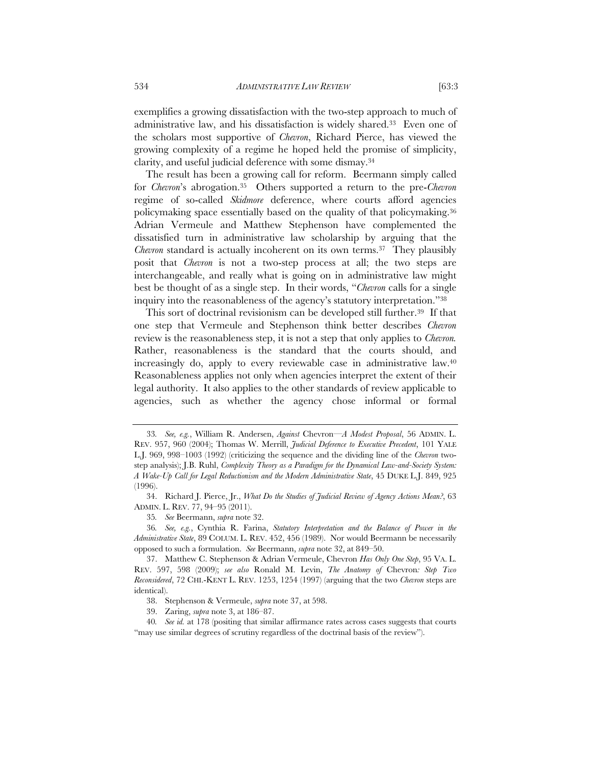exemplifies a growing dissatisfaction with the two-step approach to much of administrative law, and his dissatisfaction is widely shared.[33] Even one of the scholars most supportive of *Chevron*, Richard Pierce, has viewed the growing complexity of a regime he hoped held the promise of simplicity, clarity, and useful judicial deference with some dismay.[34]

The result has been a growing call for reform. Beermann simply called for *Chevron*'s abrogation.[35] Others supported a return to the pre-*Chevron* regime of so-called *Skidmore* deference, where courts afford agencies policymaking space essentially based on the quality of that policymaking.[36] Adrian Vermeule and Matthew Stephenson have complemented the dissatisfied turn in administrative law scholarship by arguing that the *Chevron* standard is actually incoherent on its own terms.[37] They plausibly posit that *Chevron* is not a two-step process at all; the two steps are interchangeable, and really what is going on in administrative law might best be thought of as a single step. In their words, "*Chevron* calls for a single inquiry into the reasonableness of the agency's statutory interpretation."[38]

This sort of doctrinal revisionism can be developed still further.[39] If that one step that Vermeule and Stephenson think better describes *Chevron* review is the reasonableness step, it is not a step that only applies to *Chevron.* Rather, reasonableness is the standard that the courts should, and increasingly do, apply to every reviewable case in administrative law.[40] Reasonableness applies not only when agencies interpret the extent of their legal authority. It also applies to the other standards of review applicable to agencies, such as whether the agency chose informal or formal

---

33. *See, e.g.*, William R. Andersen, *Against* Chevron—*A Modest Proposal*, 56 ADMIN. L. REV. 957, 960 (2004); Thomas W. Merrill, *Judicial Deference to Executive Precedent*, 101 YALE L.J. 969, 998–1003 (1992) (criticizing the sequence and the dividing line of the *Chevron* two-step analysis); J.B. Ruhl, *Complexity Theory as a Paradigm for the Dynamical Law-and-Society System: A Wake-Up Call for Legal Reductionism and the Modern Administrative State*, 45 DUKE L.J. 849, 925 (1996).

34. Richard J. Pierce, Jr., *What Do the Studies of Judicial Review of Agency Actions Mean?*, 63 ADMIN. L. REV. 77, 94–95 (2011).

35. *See* Beermann, *supra* note 32.

36. *See, e.g.*, Cynthia R. Farina, *Statutory Interpretation and the Balance of Power in the Administrative State*, 89 COLUM. L. REV. 452, 456 (1989). Nor would Beermann be necessarily opposed to such a formulation. *See* Beermann, *supra* note 32, at 849–50.

37. Matthew C. Stephenson & Adrian Vermeule, Chevron *Has Only One Step*, 95 VA. L. REV. 597, 598 (2009); *see also* Ronald M. Levin, *The Anatomy of* Chevron*: Step Two Reconsidered*, 72 CHI.-KENT L. REV. 1253, 1254 (1997) (arguing that the two *Chevron* steps are identical).

38. Stephenson & Vermeule, *supra* note 37, at 598.

39. Zaring, *supra* note 3, at 186–87.

40. *See id.* at 178 (positing that similar affirmance rates across cases suggests that courts "may use similar degrees of scrutiny regardless of the doctrinal basis of the review").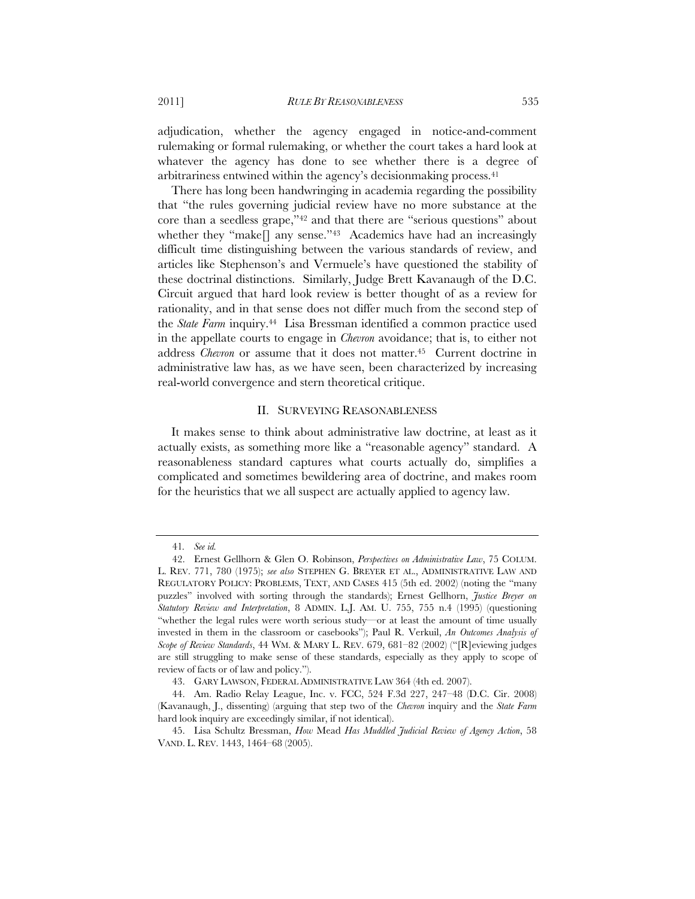adjudication, whether the agency engaged in notice-and-comment rulemaking or formal rulemaking, or whether the court takes a hard look at whatever the agency has done to see whether there is a degree of arbitrariness entwined within the agency's decisionmaking process.[41]

There has long been handwringing in academia regarding the possibility that "the rules governing judicial review have no more substance at the core than a seedless grape,"[42] and that there are "serious questions" about whether they "make[] any sense."[43] Academics have had an increasingly difficult time distinguishing between the various standards of review, and articles like Stephenson's and Vermeule's have questioned the stability of these doctrinal distinctions. Similarly, Judge Brett Kavanaugh of the D.C. Circuit argued that hard look review is better thought of as a review for rationality, and in that sense does not differ much from the second step of the *State Farm* inquiry.[44] Lisa Bressman identified a common practice used in the appellate courts to engage in *Chevron* avoidance; that is, to either not address *Chevron* or assume that it does not matter.[45] Current doctrine in administrative law has, as we have seen, been characterized by increasing real-world convergence and stern theoretical critique.

## II. SURVEYING REASONABLENESS

It makes sense to think about administrative law doctrine, at least as it actually exists, as something more like a "reasonable agency" standard. A reasonableness standard captures what courts actually do, simplifies a complicated and sometimes bewildering area of doctrine, and makes room for the heuristics that we all suspect are actually applied to agency law.

---

41. *See id.*

42. Ernest Gellhorn & Glen O. Robinson, *Perspectives on Administrative Law*, 75 COLUM. L. REV. 771, 780 (1975); *see also* STEPHEN G. BREYER ET AL., ADMINISTRATIVE LAW AND REGULATORY POLICY: PROBLEMS, TEXT, AND CASES 415 (5th ed. 2002) (noting the "many puzzles" involved with sorting through the standards); Ernest Gellhorn, *Justice Breyer on Statutory Review and Interpretation*, 8 ADMIN. L.J. AM. U. 755, 755 n.4 (1995) (questioning "whether the legal rules were worth serious study—or at least the amount of time usually invested in them in the classroom or casebooks"); Paul R. Verkuil, *An Outcomes Analysis of Scope of Review Standards*, 44 WM. & MARY L. REV. 679, 681–82 (2002) ("[R]eviewing judges are still struggling to make sense of these standards, especially as they apply to scope of review of facts or of law and policy.").

43. GARY LAWSON, FEDERAL ADMINISTRATIVE LAW 364 (4th ed. 2007).

44. Am. Radio Relay League, Inc. v. FCC, 524 F.3d 227, 247–48 (D.C. Cir. 2008) (Kavanaugh, J., dissenting) (arguing that step two of the *Chevron* inquiry and the *State Farm* hard look inquiry are exceedingly similar, if not identical).

45. Lisa Schultz Bressman, *How* Mead *Has Muddled Judicial Review of Agency Action*, 58 VAND. L. REV. 1443, 1464–68 (2005).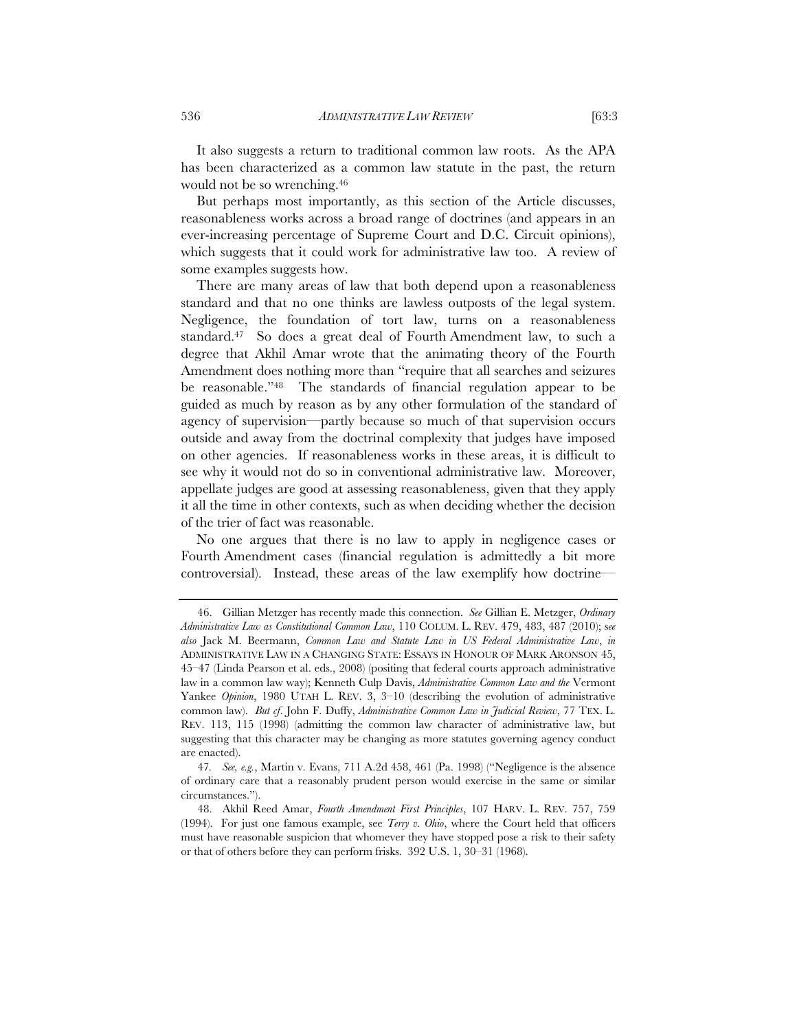It also suggests a return to traditional common law roots. As the APA has been characterized as a common law statute in the past, the return would not be so wrenching.[46]

But perhaps most importantly, as this section of the Article discusses, reasonableness works across a broad range of doctrines (and appears in an ever-increasing percentage of Supreme Court and D.C. Circuit opinions), which suggests that it could work for administrative law too. A review of some examples suggests how.

There are many areas of law that both depend upon a reasonableness standard and that no one thinks are lawless outposts of the legal system. Negligence, the foundation of tort law, turns on a reasonableness standard.[47] So does a great deal of Fourth Amendment law, to such a degree that Akhil Amar wrote that the animating theory of the Fourth Amendment does nothing more than "require that all searches and seizures be reasonable."[48] The standards of financial regulation appear to be guided as much by reason as by any other formulation of the standard of agency of supervision—partly because so much of that supervision occurs outside and away from the doctrinal complexity that judges have imposed on other agencies. If reasonableness works in these areas, it is difficult to see why it would not do so in conventional administrative law. Moreover, appellate judges are good at assessing reasonableness, given that they apply it all the time in other contexts, such as when deciding whether the decision of the trier of fact was reasonable.

No one argues that there is no law to apply in negligence cases or Fourth Amendment cases (financial regulation is admittedly a bit more controversial). Instead, these areas of the law exemplify how doctrine—

---

46. Gillian Metzger has recently made this connection. *See* Gillian E. Metzger, *Ordinary Administrative Law as Constitutional Common Law*, 110 COLUM. L. REV. 479, 483, 487 (2010); *see also* Jack M. Beermann, *Common Law and Statute Law in US Federal Administrative Law*, *in* ADMINISTRATIVE LAW IN A CHANGING STATE: ESSAYS IN HONOUR OF MARK ARONSON 45, 45–47 (Linda Pearson et al. eds., 2008) (positing that federal courts approach administrative law in a common law way); Kenneth Culp Davis, *Administrative Common Law and the* Vermont Yankee *Opinion*, 1980 UTAH L. REV. 3, 3–10 (describing the evolution of administrative common law). *But cf.* John F. Duffy, *Administrative Common Law in Judicial Review*, 77 TEX. L. REV. 113, 115 (1998) (admitting the common law character of administrative law, but suggesting that this character may be changing as more statutes governing agency conduct are enacted).

47. *See, e.g.*, Martin v. Evans, 711 A.2d 458, 461 (Pa. 1998) ("Negligence is the absence of ordinary care that a reasonably prudent person would exercise in the same or similar circumstances.").

48. Akhil Reed Amar, *Fourth Amendment First Principles*, 107 HARV. L. REV. 757, 759 (1994). For just one famous example, see *Terry v. Ohio*, where the Court held that officers must have reasonable suspicion that whomever they have stopped pose a risk to their safety or that of others before they can perform frisks. 392 U.S. 1, 30–31 (1968).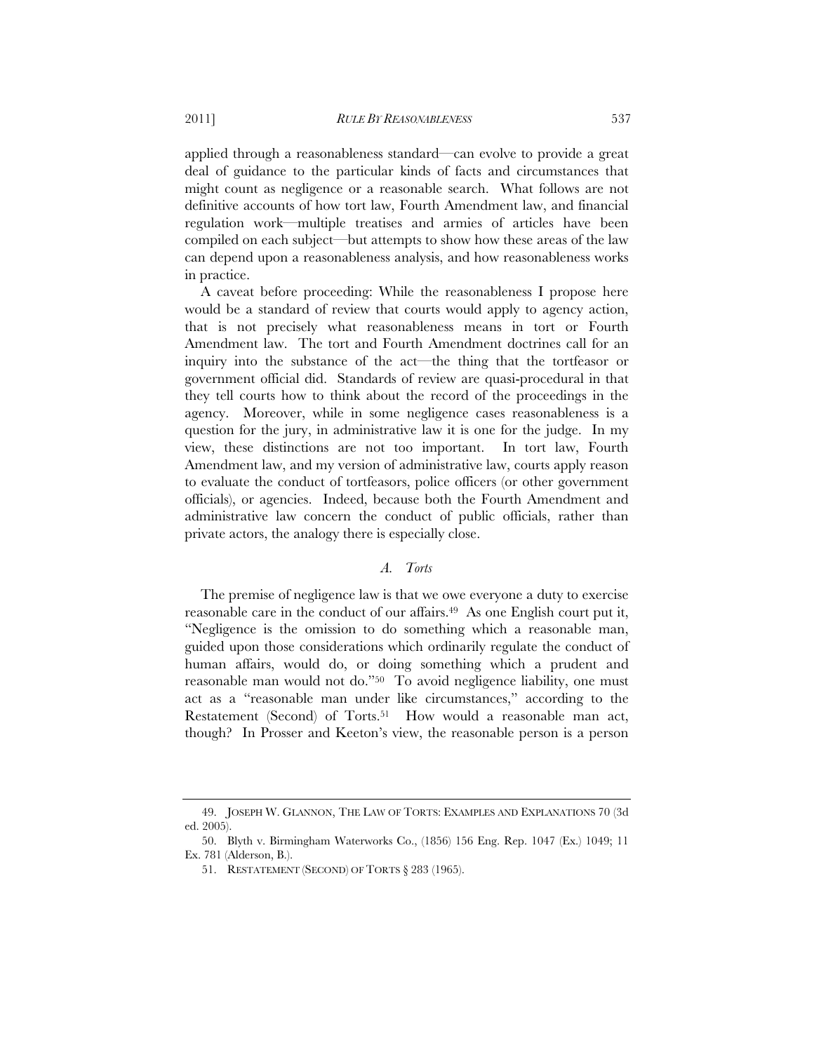applied through a reasonableness standard—can evolve to provide a great deal of guidance to the particular kinds of facts and circumstances that might count as negligence or a reasonable search. What follows are not definitive accounts of how tort law, Fourth Amendment law, and financial regulation work—multiple treatises and armies of articles have been compiled on each subject—but attempts to show how these areas of the law can depend upon a reasonableness analysis, and how reasonableness works in practice.

A caveat before proceeding: While the reasonableness I propose here would be a standard of review that courts would apply to agency action, that is not precisely what reasonableness means in tort or Fourth Amendment law. The tort and Fourth Amendment doctrines call for an inquiry into the substance of the act—the thing that the tortfeasor or government official did. Standards of review are quasi-procedural in that they tell courts how to think about the record of the proceedings in the agency. Moreover, while in some negligence cases reasonableness is a question for the jury, in administrative law it is one for the judge. In my view, these distinctions are not too important. In tort law, Fourth Amendment law, and my version of administrative law, courts apply reason to evaluate the conduct of tortfeasors, police officers (or other government officials), or agencies. Indeed, because both the Fourth Amendment and administrative law concern the conduct of public officials, rather than private actors, the analogy there is especially close.

### *A. Torts*

The premise of negligence law is that we owe everyone a duty to exercise reasonable care in the conduct of our affairs.[49] As one English court put it, "Negligence is the omission to do something which a reasonable man, guided upon those considerations which ordinarily regulate the conduct of human affairs, would do, or doing something which a prudent and reasonable man would not do."[50] To avoid negligence liability, one must act as a "reasonable man under like circumstances," according to the Restatement (Second) of Torts.[51] How would a reasonable man act, though? In Prosser and Keeton's view, the reasonable person is a person

---

49. JOSEPH W. GLANNON, THE LAW OF TORTS: EXAMPLES AND EXPLANATIONS 70 (3d ed. 2005).

50. Blyth v. Birmingham Waterworks Co., (1856) 156 Eng. Rep. 1047 (Ex.) 1049; 11 Ex. 781 (Alderson, B.).

51. RESTATEMENT (SECOND) OF TORTS § 283 (1965).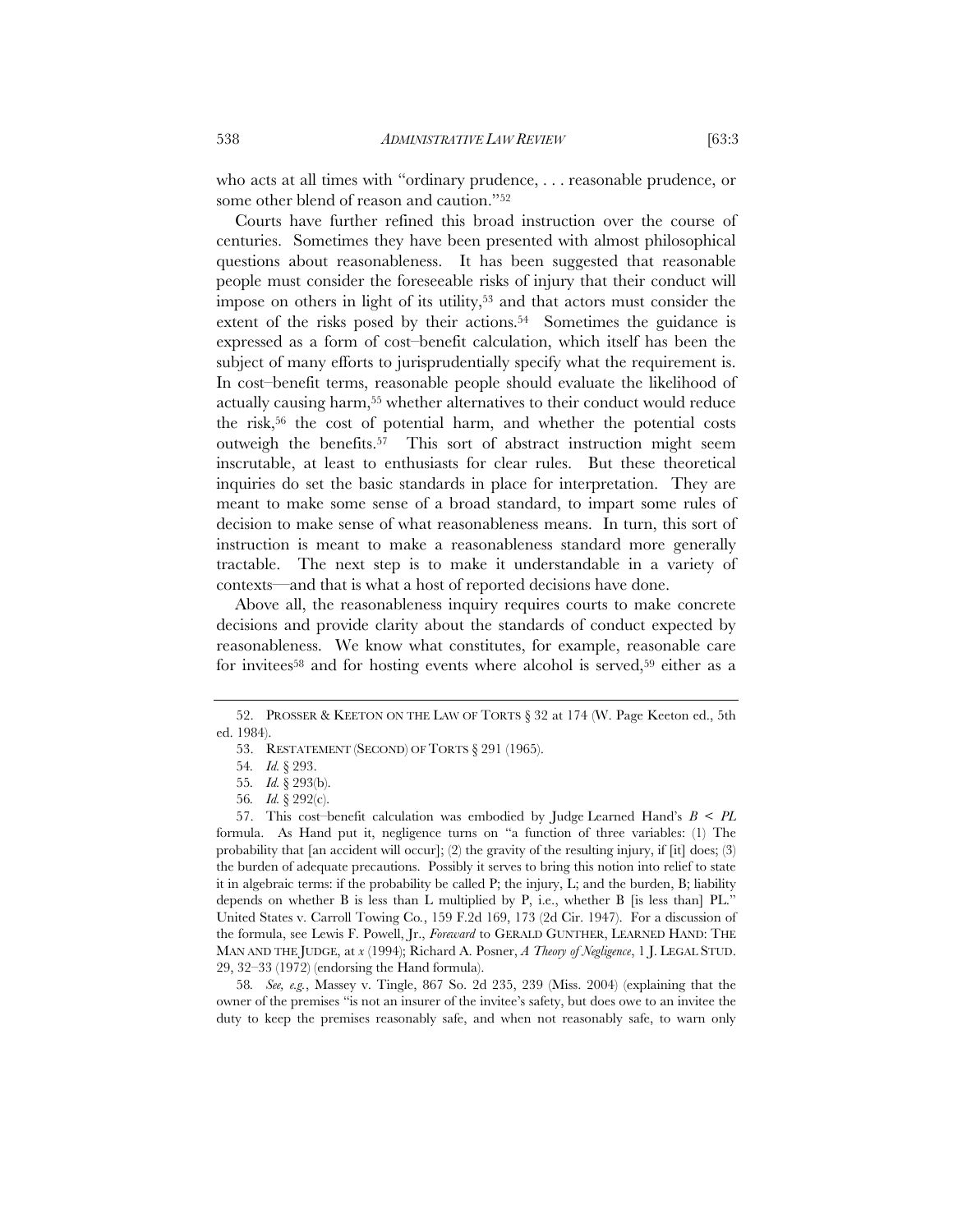who acts at all times with "ordinary prudence, . . . reasonable prudence, or some other blend of reason and caution."[52]

Courts have further refined this broad instruction over the course of centuries. Sometimes they have been presented with almost philosophical questions about reasonableness. It has been suggested that reasonable people must consider the foreseeable risks of injury that their conduct will impose on others in light of its utility,[53] and that actors must consider the extent of the risks posed by their actions.[54] Sometimes the guidance is expressed as a form of cost–benefit calculation, which itself has been the subject of many efforts to jurisprudentially specify what the requirement is. In cost–benefit terms, reasonable people should evaluate the likelihood of actually causing harm,[55] whether alternatives to their conduct would reduce the risk,[56] the cost of potential harm, and whether the potential costs outweigh the benefits.[57] This sort of abstract instruction might seem inscrutable, at least to enthusiasts for clear rules. But these theoretical inquiries do set the basic standards in place for interpretation. They are meant to make some sense of a broad standard, to impart some rules of decision to make sense of what reasonableness means. In turn, this sort of instruction is meant to make a reasonableness standard more generally tractable. The next step is to make it understandable in a variety of contexts—and that is what a host of reported decisions have done.

Above all, the reasonableness inquiry requires courts to make concrete decisions and provide clarity about the standards of conduct expected by reasonableness. We know what constitutes, for example, reasonable care for invitees[58] and for hosting events where alcohol is served,[59] either as a

---

52. PROSSER & KEETON ON THE LAW OF TORTS § 32 at 174 (W. Page Keeton ed., 5th ed. 1984).

53. RESTATEMENT (SECOND) OF TORTS § 291 (1965).

54. *Id.* § 293.

55. *Id.* § 293(b).

56. *Id.* § 292(c).

57. This cost–benefit calculation was embodied by Judge Learned Hand's $B < PL$ formula. As Hand put it, negligence turns on "a function of three variables: (1) The probability that [an accident will occur]; (2) the gravity of the resulting injury, if [it] does; (3) the burden of adequate precautions. Possibly it serves to bring this notion into relief to state it in algebraic terms: if the probability be called P; the injury, L; and the burden, B; liability depends on whether B is less than L multiplied by P, i.e., whether B [is less than] PL." United States v. Carroll Towing Co., 159 F.2d 169, 173 (2d Cir. 1947). For a discussion of the formula, see Lewis F. Powell, Jr., *Foreward* to GERALD GUNTHER, LEARNED HAND: THE MAN AND THE JUDGE, at *x* (1994); Richard A. Posner, *A Theory of Negligence*, 1 J. LEGAL STUD. 29, 32–33 (1972) (endorsing the Hand formula).

58. *See, e.g.*, Massey v. Tingle, 867 So. 2d 235, 239 (Miss. 2004) (explaining that the owner of the premises "is not an insurer of the invitee's safety, but does owe to an invitee the duty to keep the premises reasonably safe, and when not reasonably safe, to warn only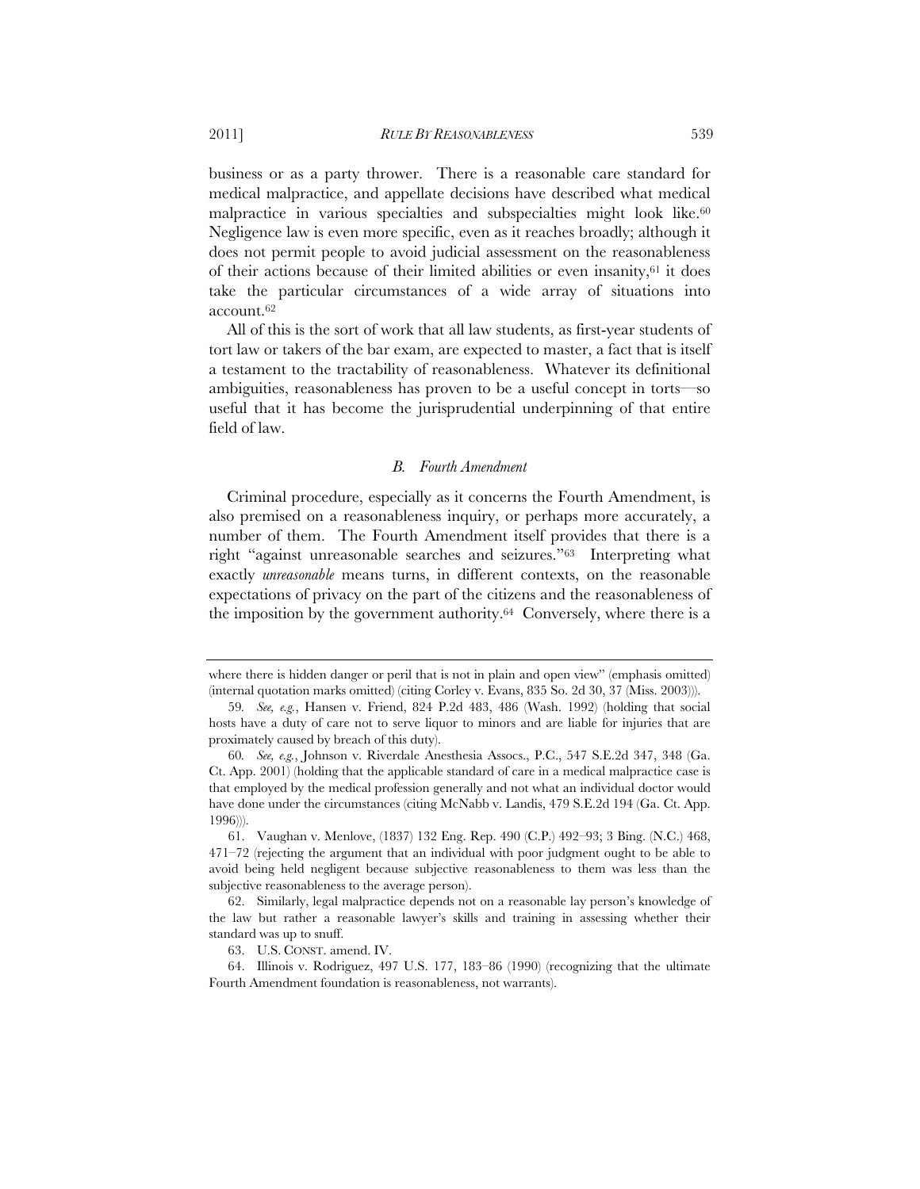business or as a party thrower. There is a reasonable care standard for medical malpractice, and appellate decisions have described what medical malpractice in various specialties and subspecialties might look like.[60] Negligence law is even more specific, even as it reaches broadly; although it does not permit people to avoid judicial assessment on the reasonableness of their actions because of their limited abilities or even insanity,[61] it does take the particular circumstances of a wide array of situations into account.[62]

All of this is the sort of work that all law students, as first-year students of tort law or takers of the bar exam, are expected to master, a fact that is itself a testament to the tractability of reasonableness. Whatever its definitional ambiguities, reasonableness has proven to be a useful concept in torts—so useful that it has become the jurisprudential underpinning of that entire field of law.

### *B. Fourth Amendment*

Criminal procedure, especially as it concerns the Fourth Amendment, is also premised on a reasonableness inquiry, or perhaps more accurately, a number of them. The Fourth Amendment itself provides that there is a right "against unreasonable searches and seizures."[63] Interpreting what exactly *unreasonable* means turns, in different contexts, on the reasonable expectations of privacy on the part of the citizens and the reasonableness of the imposition by the government authority.[64] Conversely, where there is a

---

where there is hidden danger or peril that is not in plain and open view" (emphasis omitted) (internal quotation marks omitted) (citing Corley v. Evans, 835 So. 2d 30, 37 (Miss. 2003))).

59. *See, e.g.*, Hansen v. Friend, 824 P.2d 483, 486 (Wash. 1992) (holding that social hosts have a duty of care not to serve liquor to minors and are liable for injuries that are proximately caused by breach of this duty).

60. *See, e.g.*, Johnson v. Riverdale Anesthesia Assocs., P.C., 547 S.E.2d 347, 348 (Ga. Ct. App. 2001) (holding that the applicable standard of care in a medical malpractice case is that employed by the medical profession generally and not what an individual doctor would have done under the circumstances (citing McNabb v. Landis, 479 S.E.2d 194 (Ga. Ct. App. 1996))).

61. Vaughan v. Menlove, (1837) 132 Eng. Rep. 490 (C.P.) 492–93; 3 Bing. (N.C.) 468, 471–72 (rejecting the argument that an individual with poor judgment ought to be able to avoid being held negligent because subjective reasonableness to them was less than the subjective reasonableness to the average person).

62. Similarly, legal malpractice depends not on a reasonable lay person's knowledge of the law but rather a reasonable lawyer's skills and training in assessing whether their standard was up to snuff.

63. U.S. CONST. amend. IV.

64. Illinois v. Rodriguez, 497 U.S. 177, 183–86 (1990) (recognizing that the ultimate Fourth Amendment foundation is reasonableness, not warrants).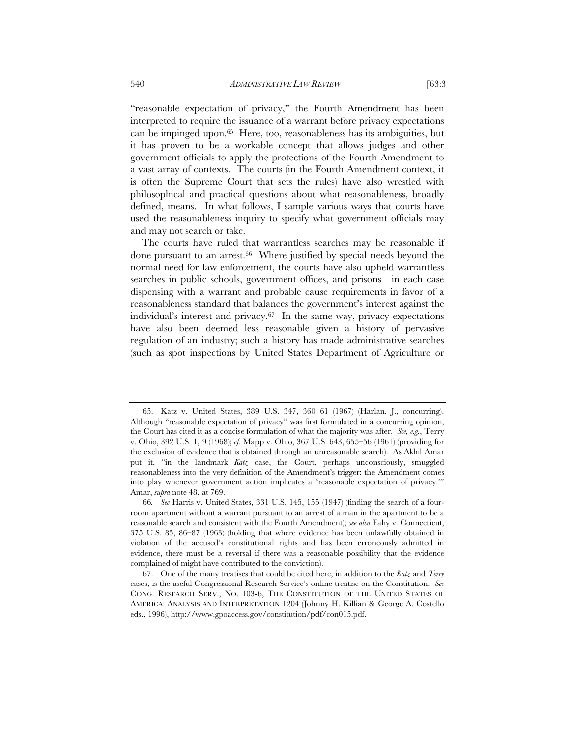"reasonable expectation of privacy," the Fourth Amendment has been interpreted to require the issuance of a warrant before privacy expectations can be impinged upon.[65] Here, too, reasonableness has its ambiguities, but it has proven to be a workable concept that allows judges and other government officials to apply the protections of the Fourth Amendment to a vast array of contexts. The courts (in the Fourth Amendment context, it is often the Supreme Court that sets the rules) have also wrestled with philosophical and practical questions about what reasonableness, broadly defined, means. In what follows, I sample various ways that courts have used the reasonableness inquiry to specify what government officials may and may not search or take.

The courts have ruled that warrantless searches may be reasonable if done pursuant to an arrest.[66] Where justified by special needs beyond the normal need for law enforcement, the courts have also upheld warrantless searches in public schools, government offices, and prisons—in each case dispensing with a warrant and probable cause requirements in favor of a reasonableness standard that balances the government's interest against the individual's interest and privacy.[67] In the same way, privacy expectations have also been deemed less reasonable given a history of pervasive regulation of an industry; such a history has made administrative searches (such as spot inspections by United States Department of Agriculture or

---

65. Katz v. United States, 389 U.S. 347, 360–61 (1967) (Harlan, J., concurring). Although "reasonable expectation of privacy" was first formulated in a concurring opinion, the Court has cited it as a concise formulation of what the majority was after. *See, e.g.*, Terry v. Ohio, 392 U.S. 1, 9 (1968); *cf*. Mapp v. Ohio, 367 U.S. 643, 655–56 (1961) (providing for the exclusion of evidence that is obtained through an unreasonable search). As Akhil Amar put it, "in the landmark *Katz* case, the Court, perhaps unconsciously, smuggled reasonableness into the very definition of the Amendment's trigger: the Amendment comes into play whenever government action implicates a 'reasonable expectation of privacy.'" Amar, *supra* note 48, at 769.

66. *See* Harris v. United States, 331 U.S. 145, 155 (1947) (finding the search of a four-room apartment without a warrant pursuant to an arrest of a man in the apartment to be a reasonable search and consistent with the Fourth Amendment); *see also* Fahy v. Connecticut, 375 U.S. 85, 86–87 (1963) (holding that where evidence has been unlawfully obtained in violation of the accused's constitutional rights and has been erroneously admitted in evidence, there must be a reversal if there was a reasonable possibility that the evidence complained of might have contributed to the conviction).

67. One of the many treatises that could be cited here, in addition to the *Katz* and *Terry* cases, is the useful Congressional Research Service's online treatise on the Constitution. *See* CONG. RESEARCH SERV., NO. 103-6, THE CONSTITUTION OF THE UNITED STATES OF AMERICA: ANALYSIS AND INTERPRETATION 1204 (Johnny H. Killian & George A. Costello eds., 1996), http://www.gpoaccess.gov/constitution/pdf/con015.pdf.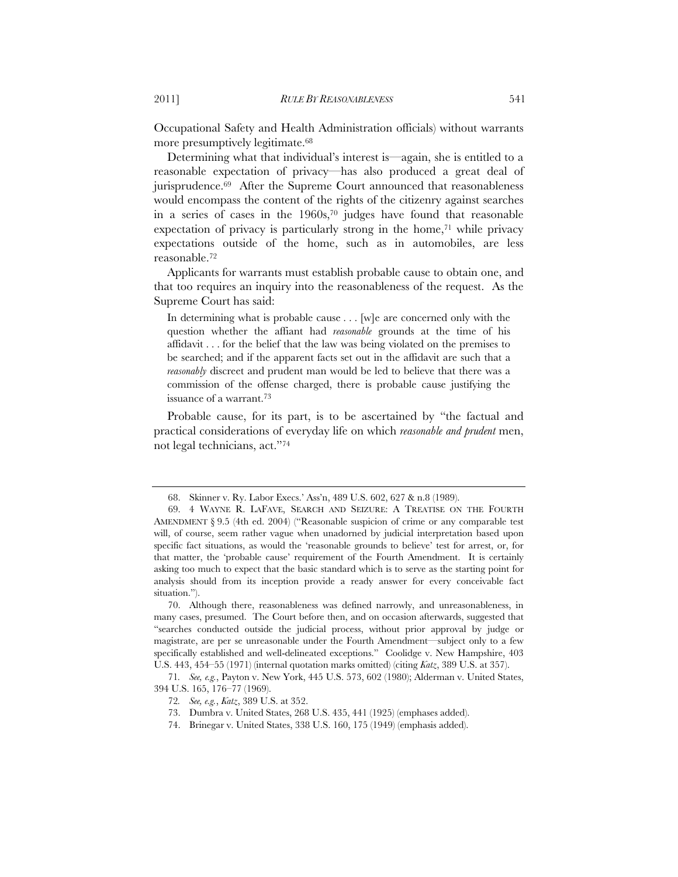Occupational Safety and Health Administration officials) without warrants more presumptively legitimate.[68]

Determining what that individual's interest is—again, she is entitled to a reasonable expectation of privacy—has also produced a great deal of jurisprudence.[69] After the Supreme Court announced that reasonableness would encompass the content of the rights of the citizenry against searches in a series of cases in the 1960s,[70] judges have found that reasonable expectation of privacy is particularly strong in the home,[71] while privacy expectations outside of the home, such as in automobiles, are less reasonable.[72]

Applicants for warrants must establish probable cause to obtain one, and that too requires an inquiry into the reasonableness of the request. As the Supreme Court has said:

> In determining what is probable cause . . . [w]e are concerned only with the question whether the affiant had *reasonable* grounds at the time of his affidavit . . . for the belief that the law was being violated on the premises to be searched; and if the apparent facts set out in the affidavit are such that a *reasonably* discreet and prudent man would be led to believe that there was a commission of the offense charged, there is probable cause justifying the issuance of a warrant.[73]

Probable cause, for its part, is to be ascertained by "the factual and practical considerations of everyday life on which *reasonable and prudent* men, not legal technicians, act."[74]

---

68. Skinner v. Ry. Labor Execs.' Ass'n, 489 U.S. 602, 627 & n.8 (1989).

69. 4 WAYNE R. LAFAVE, SEARCH AND SEIZURE: A TREATISE ON THE FOURTH AMENDMENT § 9.5 (4th ed. 2004) ("Reasonable suspicion of crime or any comparable test will, of course, seem rather vague when unadorned by judicial interpretation based upon specific fact situations, as would the 'reasonable grounds to believe' test for arrest, or, for that matter, the 'probable cause' requirement of the Fourth Amendment. It is certainly asking too much to expect that the basic standard which is to serve as the starting point for analysis should from its inception provide a ready answer for every conceivable fact situation.").

70. Although there, reasonableness was defined narrowly, and unreasonableness, in many cases, presumed. The Court before then, and on occasion afterwards, suggested that "searches conducted outside the judicial process, without prior approval by judge or magistrate, are per se unreasonable under the Fourth Amendment—subject only to a few specifically established and well-delineated exceptions." Coolidge v. New Hampshire, 403 U.S. 443, 454–55 (1971) (internal quotation marks omitted) (citing *Katz*, 389 U.S. at 357).

71. *See, e.g.*, Payton v. New York, 445 U.S. 573, 602 (1980); Alderman v. United States, 394 U.S. 165, 176–77 (1969).

72. *See, e.g.*, *Katz*, 389 U.S. at 352.

73. Dumbra v. United States, 268 U.S. 435, 441 (1925) (emphases added).

74. Brinegar v. United States, 338 U.S. 160, 175 (1949) (emphasis added).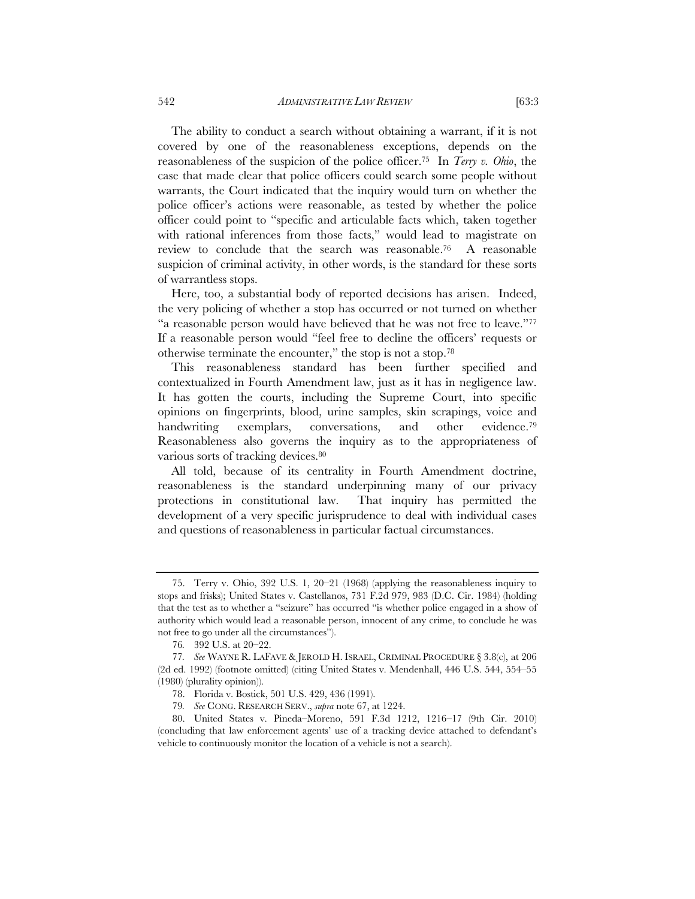The ability to conduct a search without obtaining a warrant, if it is not covered by one of the reasonableness exceptions, depends on the reasonableness of the suspicion of the police officer.[75] In *Terry v. Ohio*, the case that made clear that police officers could search some people without warrants, the Court indicated that the inquiry would turn on whether the police officer's actions were reasonable, as tested by whether the police officer could point to "specific and articulable facts which, taken together with rational inferences from those facts," would lead to magistrate on review to conclude that the search was reasonable.[76] A reasonable suspicion of criminal activity, in other words, is the standard for these sorts of warrantless stops.

Here, too, a substantial body of reported decisions has arisen. Indeed, the very policing of whether a stop has occurred or not turned on whether "a reasonable person would have believed that he was not free to leave."[77] If a reasonable person would "feel free to decline the officers' requests or otherwise terminate the encounter," the stop is not a stop.[78]

This reasonableness standard has been further specified and contextualized in Fourth Amendment law, just as it has in negligence law. It has gotten the courts, including the Supreme Court, into specific opinions on fingerprints, blood, urine samples, skin scrapings, voice and handwriting exemplars, conversations, and other evidence.[79] Reasonableness also governs the inquiry as to the appropriateness of various sorts of tracking devices.[80]

All told, because of its centrality in Fourth Amendment doctrine, reasonableness is the standard underpinning many of our privacy protections in constitutional law. That inquiry has permitted the development of a very specific jurisprudence to deal with individual cases and questions of reasonableness in particular factual circumstances.

---

75. Terry v. Ohio, 392 U.S. 1, 20–21 (1968) (applying the reasonableness inquiry to stops and frisks); United States v. Castellanos, 731 F.2d 979, 983 (D.C. Cir. 1984) (holding that the test as to whether a "seizure" has occurred "is whether police engaged in a show of authority which would lead a reasonable person, innocent of any crime, to conclude he was not free to go under all the circumstances").

76. 392 U.S. at 20–22.

77. *See* WAYNE R. LAFAVE & JEROLD H. ISRAEL, CRIMINAL PROCEDURE § 3.8(c), at 206 (2d ed. 1992) (footnote omitted) (citing United States v. Mendenhall, 446 U.S. 544, 554–55 (1980) (plurality opinion)).

78. Florida v. Bostick, 501 U.S. 429, 436 (1991).

79. *See* CONG. RESEARCH SERV., *supra* note 67, at 1224.

80. United States v. Pineda–Moreno, 591 F.3d 1212, 1216–17 (9th Cir. 2010) (concluding that law enforcement agents' use of a tracking device attached to defendant's vehicle to continuously monitor the location of a vehicle is not a search).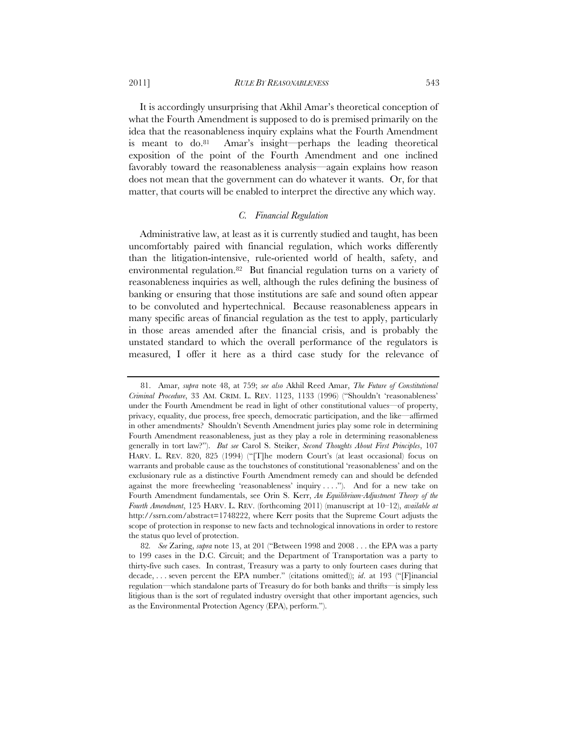It is accordingly unsurprising that Akhil Amar's theoretical conception of what the Fourth Amendment is supposed to do is premised primarily on the idea that the reasonableness inquiry explains what the Fourth Amendment is meant to do.[81] Amar's insight—perhaps the leading theoretical exposition of the point of the Fourth Amendment and one inclined favorably toward the reasonableness analysis—again explains how reason does not mean that the government can do whatever it wants. Or, for that matter, that courts will be enabled to interpret the directive any which way.

### C. *Financial Regulation*

Administrative law, at least as it is currently studied and taught, has been uncomfortably paired with financial regulation, which works differently than the litigation-intensive, rule-oriented world of health, safety, and environmental regulation.[82] But financial regulation turns on a variety of reasonableness inquiries as well, although the rules defining the business of banking or ensuring that those institutions are safe and sound often appear to be convoluted and hypertechnical. Because reasonableness appears in many specific areas of financial regulation as the test to apply, particularly in those areas amended after the financial crisis, and is probably the unstated standard to which the overall performance of the regulators is measured, I offer it here as a third case study for the relevance of

---

81. Amar, *supra* note 48, at 759; *see also* Akhil Reed Amar, *The Future of Constitutional Criminal Procedure*, 33 AM. CRIM. L. REV. 1123, 1133 (1996) ("Shouldn't 'reasonableness' under the Fourth Amendment be read in light of other constitutional values—of property, privacy, equality, due process, free speech, democratic participation, and the like—affirmed in other amendments? Shouldn't Seventh Amendment juries play some role in determining Fourth Amendment reasonableness, just as they play a role in determining reasonableness generally in tort law?"). *But see* Carol S. Steiker, *Second Thoughts About First Principles*, 107 HARV. L. REV. 820, 825 (1994) ("[T]he modern Court's (at least occasional) focus on warrants and probable cause as the touchstones of constitutional 'reasonableness' and on the exclusionary rule as a distinctive Fourth Amendment remedy can and should be defended against the more freewheeling 'reasonableness' inquiry . . . ."). And for a new take on Fourth Amendment fundamentals, see Orin S. Kerr, *An Equilibrium-Adjustment Theory of the Fourth Amendment*, 125 HARV. L. REV. (forthcoming 2011) (manuscript at 10–12), *available at* http://ssrn.com/abstract=1748222, where Kerr posits that the Supreme Court adjusts the scope of protection in response to new facts and technological innovations in order to restore the status quo level of protection.

82. *See* Zaring, *supra* note 13, at 201 ("Between 1998 and 2008 . . . the EPA was a party to 199 cases in the D.C. Circuit; and the Department of Transportation was a party to thirty-five such cases. In contrast, Treasury was a party to only fourteen cases during that decade, . . . seven percent the EPA number." (citations omitted)); *id*. at 193 ("[F]inancial regulation—which standalone parts of Treasury do for both banks and thrifts—is simply less litigious than is the sort of regulated industry oversight that other important agencies, such as the Environmental Protection Agency (EPA), perform.").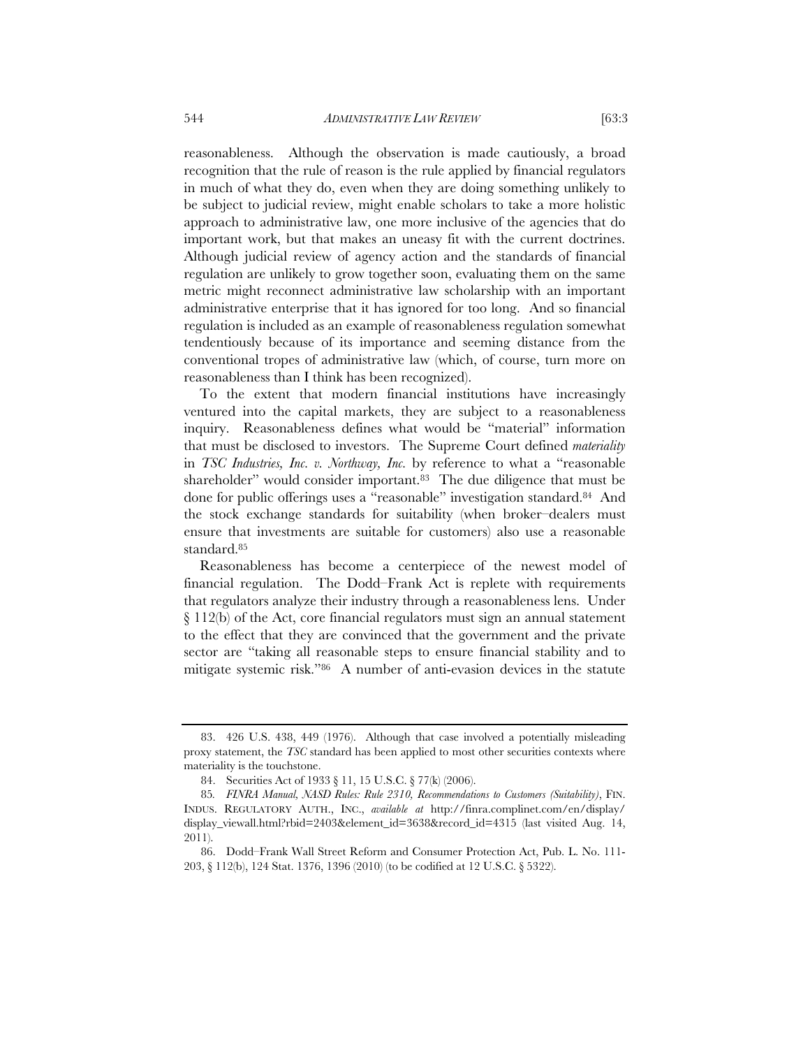reasonableness. Although the observation is made cautiously, a broad recognition that the rule of reason is the rule applied by financial regulators in much of what they do, even when they are doing something unlikely to be subject to judicial review, might enable scholars to take a more holistic approach to administrative law, one more inclusive of the agencies that do important work, but that makes an uneasy fit with the current doctrines. Although judicial review of agency action and the standards of financial regulation are unlikely to grow together soon, evaluating them on the same metric might reconnect administrative law scholarship with an important administrative enterprise that it has ignored for too long. And so financial regulation is included as an example of reasonableness regulation somewhat tendentiously because of its importance and seeming distance from the conventional tropes of administrative law (which, of course, turn more on reasonableness than I think has been recognized).

To the extent that modern financial institutions have increasingly ventured into the capital markets, they are subject to a reasonableness inquiry. Reasonableness defines what would be "material" information that must be disclosed to investors. The Supreme Court defined *materiality* in *TSC Industries, Inc. v. Northway, Inc.* by reference to what a "reasonable shareholder" would consider important.[83] The due diligence that must be done for public offerings uses a "reasonable" investigation standard.[84] And the stock exchange standards for suitability (when broker–dealers must ensure that investments are suitable for customers) also use a reasonable standard.[85]

Reasonableness has become a centerpiece of the newest model of financial regulation. The Dodd–Frank Act is replete with requirements that regulators analyze their industry through a reasonableness lens. Under § 112(b) of the Act, core financial regulators must sign an annual statement to the effect that they are convinced that the government and the private sector are "taking all reasonable steps to ensure financial stability and to mitigate systemic risk."[86] A number of anti-evasion devices in the statute

---

83. 426 U.S. 438, 449 (1976). Although that case involved a potentially misleading proxy statement, the *TSC* standard has been applied to most other securities contexts where materiality is the touchstone.

84. Securities Act of 1933 § 11, 15 U.S.C. § 77(k) (2006).

85. *FINRA Manual, NASD Rules: Rule 2310, Recommendations to Customers (Suitability)*, FIN. INDUS. REGULATORY AUTH., INC., *available at* http://finra.complinet.com/en/display/display_viewall.html?rbid=2403&element_id=3638&record_id=4315 (last visited Aug. 14, 2011).

86. Dodd–Frank Wall Street Reform and Consumer Protection Act, Pub. L. No. 111-203, § 112(b), 124 Stat. 1376, 1396 (2010) (to be codified at 12 U.S.C. § 5322).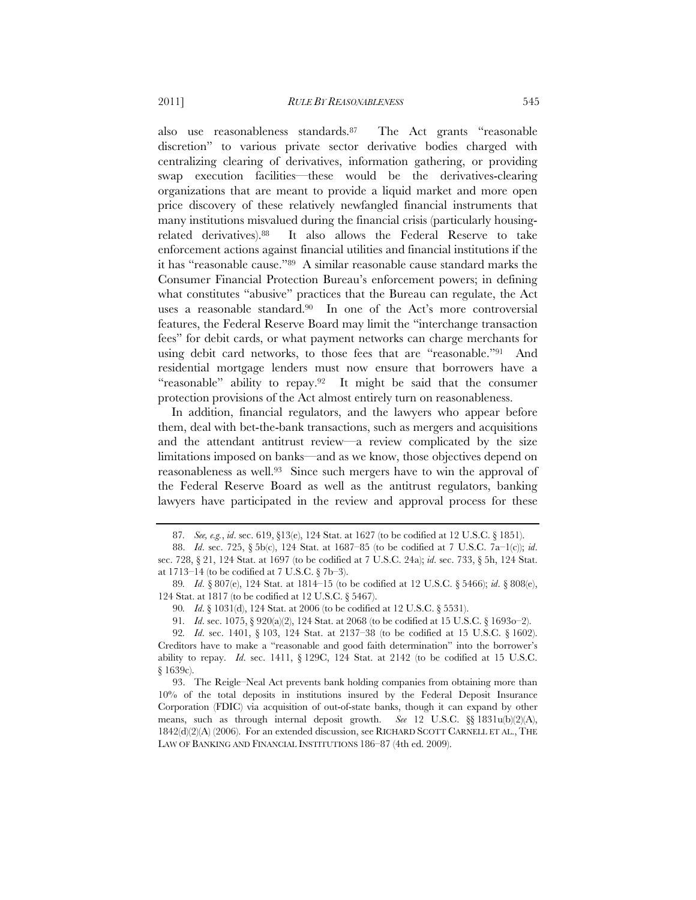also use reasonableness standards.[87] The Act grants "reasonable discretion" to various private sector derivative bodies charged with centralizing clearing of derivatives, information gathering, or providing swap execution facilities—these would be the derivatives-clearing organizations that are meant to provide a liquid market and more open price discovery of these relatively newfangled financial instruments that many institutions misvalued during the financial crisis (particularly housing-related derivatives).[88] It also allows the Federal Reserve to take enforcement actions against financial utilities and financial institutions if the it has "reasonable cause."[89] A similar reasonable cause standard marks the Consumer Financial Protection Bureau's enforcement powers; in defining what constitutes "abusive" practices that the Bureau can regulate, the Act uses a reasonable standard.[90] In one of the Act's more controversial features, the Federal Reserve Board may limit the "interchange transaction fees" for debit cards, or what payment networks can charge merchants for using debit card networks, to those fees that are "reasonable."[91] And residential mortgage lenders must now ensure that borrowers have a "reasonable" ability to repay.[92] It might be said that the consumer protection provisions of the Act almost entirely turn on reasonableness.

In addition, financial regulators, and the lawyers who appear before them, deal with bet-the-bank transactions, such as mergers and acquisitions and the attendant antitrust review—a review complicated by the size limitations imposed on banks—and as we know, those objectives depend on reasonableness as well.[93] Since such mergers have to win the approval of the Federal Reserve Board as well as the antitrust regulators, banking lawyers have participated in the review and approval process for these

87. *See, e.g.*, *id*. sec. 619, §13(e), 124 Stat. at 1627 (to be codified at 12 U.S.C. § 1851).

88. *Id*. sec. 725, § 5b(c), 124 Stat. at 1687–85 (to be codified at 7 U.S.C. 7a–1(c)); *id*. sec. 728, § 21, 124 Stat. at 1697 (to be codified at 7 U.S.C. 24a); *id*. sec. 733, § 5h, 124 Stat. at 1713–14 (to be codified at 7 U.S.C. § 7b–3).

89. *Id*. § 807(e), 124 Stat. at 1814–15 (to be codified at 12 U.S.C. § 5466); *id*. § 808(e), 124 Stat. at 1817 (to be codified at 12 U.S.C. § 5467).

90. *Id*. § 1031(d), 124 Stat. at 2006 (to be codified at 12 U.S.C. § 5531).

91. *Id*. sec. 1075, § 920(a)(2), 124 Stat. at 2068 (to be codified at 15 U.S.C. § 1693o–2).

92. *Id*. sec. 1401, § 103, 124 Stat. at 2137–38 (to be codified at 15 U.S.C. § 1602). Creditors have to make a "reasonable and good faith determination" into the borrower's ability to repay. *Id*. sec. 1411, § 129C, 124 Stat. at 2142 (to be codified at 15 U.S.C. § 1639c).

93. The Reigle–Neal Act prevents bank holding companies from obtaining more than 10% of the total deposits in institutions insured by the Federal Deposit Insurance Corporation (FDIC) via acquisition of out-of-state banks, though it can expand by other means, such as through internal deposit growth. *See* 12 U.S.C. §§ 1831u(b)(2)(A), 1842(d)(2)(A) (2006). For an extended discussion, see RICHARD SCOTT CARNELL ET AL., THE LAW OF BANKING AND FINANCIAL INSTITUTIONS 186–87 (4th ed. 2009).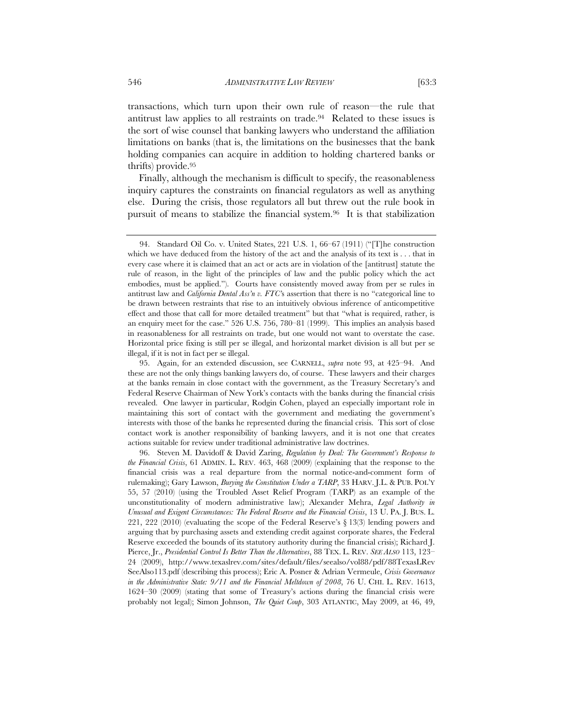transactions, which turn upon their own rule of reason—the rule that antitrust law applies to all restraints on trade.[94] Related to these issues is the sort of wise counsel that banking lawyers who understand the affiliation limitations on banks (that is, the limitations on the businesses that the bank holding companies can acquire in addition to holding chartered banks or thrifts) provide.[95]

Finally, although the mechanism is difficult to specify, the reasonableness inquiry captures the constraints on financial regulators as well as anything else. During the crisis, those regulators all but threw out the rule book in pursuit of means to stabilize the financial system.[96] It is that stabilization

---

94. Standard Oil Co. v. United States, 221 U.S. 1, 66–67 (1911) ("[T]he construction which we have deduced from the history of the act and the analysis of its text is . . . that in every case where it is claimed that an act or acts are in violation of the [antitrust] statute the rule of reason, in the light of the principles of law and the public policy which the act embodies, must be applied."). Courts have consistently moved away from per se rules in antitrust law and *California Dental Ass'n v. FTC*'s assertion that there is no "categorical line to be drawn between restraints that rise to an intuitively obvious inference of anticompetitive effect and those that call for more detailed treatment" but that "what is required, rather, is an enquiry meet for the case." 526 U.S. 756, 780–81 (1999). This implies an analysis based in reasonableness for all restraints on trade, but one would not want to overstate the case. Horizontal price fixing is still per se illegal, and horizontal market division is all but per se illegal, if it is not in fact per se illegal.

95. Again, for an extended discussion, see CARNELL, *supra* note 93, at 425–94. And these are not the only things banking lawyers do, of course. These lawyers and their charges at the banks remain in close contact with the government, as the Treasury Secretary's and Federal Reserve Chairman of New York's contacts with the banks during the financial crisis revealed. One lawyer in particular, Rodgin Cohen, played an especially important role in maintaining this sort of contact with the government and mediating the government's interests with those of the banks he represented during the financial crisis. This sort of close contact work is another responsibility of banking lawyers, and it is not one that creates actions suitable for review under traditional administrative law doctrines.

96. Steven M. Davidoff & David Zaring, *Regulation by Deal: The Government's Response to the Financial Crisis*, 61 ADMIN. L. REV. 463, 468 (2009) (explaining that the response to the financial crisis was a real departure from the normal notice-and-comment form of rulemaking); Gary Lawson, *Burying the Constitution Under a TARP*, 33 HARV. J.L. & PUB. POL'Y 55, 57 (2010) (using the Troubled Asset Relief Program (TARP) as an example of the unconstitutionality of modern administrative law); Alexander Mehra, *Legal Authority in Unusual and Exigent Circumstances: The Federal Reserve and the Financial Crisis*, 13 U. PA. J. BUS. L. 221, 222 (2010) (evaluating the scope of the Federal Reserve's § 13(3) lending powers and arguing that by purchasing assets and extending credit against corporate shares, the Federal Reserve exceeded the bounds of its statutory authority during the financial crisis); Richard J. Pierce, Jr., *Presidential Control Is Better Than the Alternatives*, 88 TEX. L. REV. *SEE ALSO* 113, 123–24 (2009), http://www.texaslrev.com/sites/default/files/seealso/vol88/pdf/88TexasLRevSeeAlso113.pdf (describing this process); Eric A. Posner & Adrian Vermeule, *Crisis Governance in the Administrative State: 9/11 and the Financial Meltdown of 2008*, 76 U. CHI. L. REV. 1613, 1624–30 (2009) (stating that some of Treasury's actions during the financial crisis were probably not legal); Simon Johnson, *The Quiet Coup*, 303 ATLANTIC, May 2009, at 46, 49,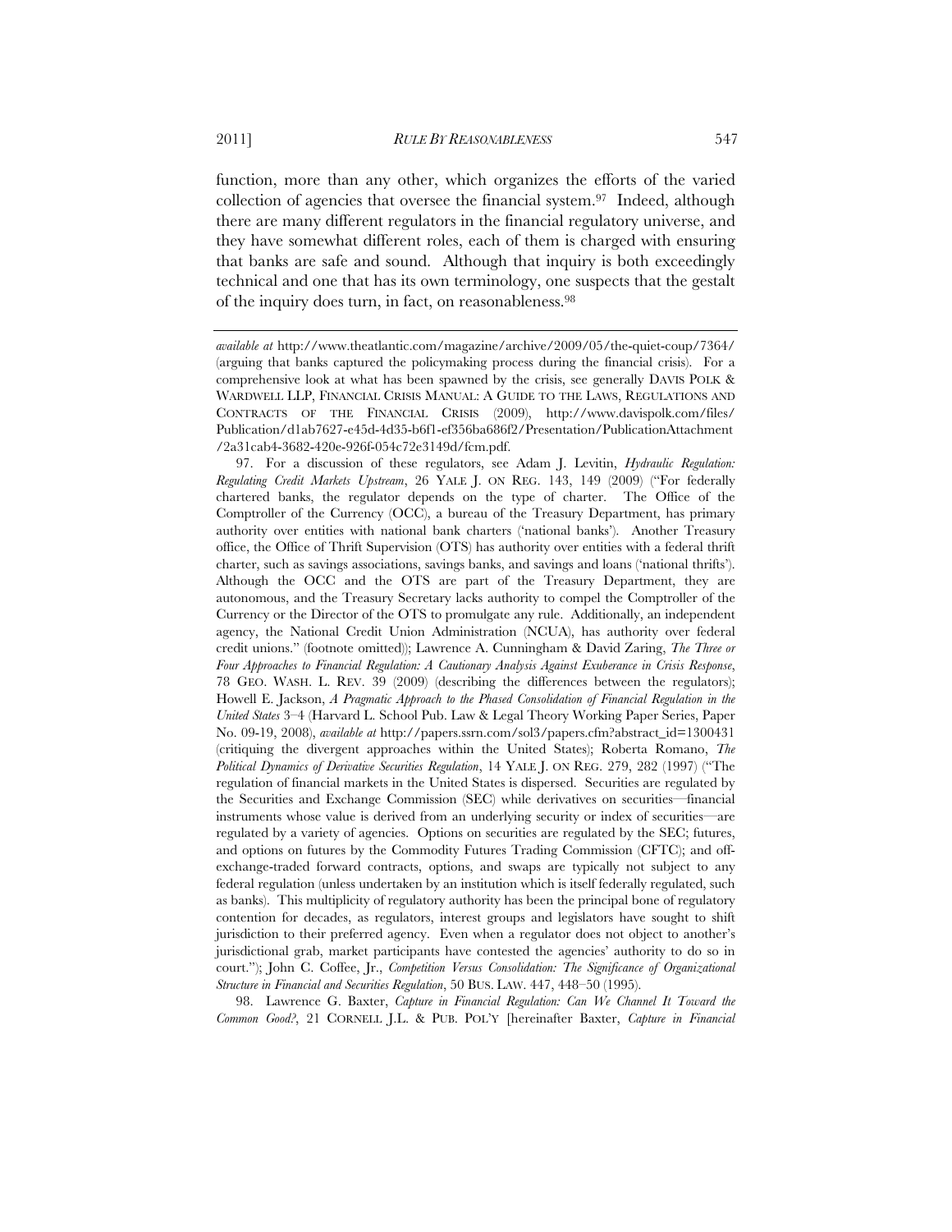function, more than any other, which organizes the efforts of the varied collection of agencies that oversee the financial system.[97] Indeed, although there are many different regulators in the financial regulatory universe, and they have somewhat different roles, each of them is charged with ensuring that banks are safe and sound. Although that inquiry is both exceedingly technical and one that has its own terminology, one suspects that the gestalt of the inquiry does turn, in fact, on reasonableness.[98]

*available at* http://www.theatlantic.com/magazine/archive/2009/05/the-quiet-coup/7364/ (arguing that banks captured the policymaking process during the financial crisis). For a comprehensive look at what has been spawned by the crisis, see generally DAVIS POLK & WARDWELL LLP, FINANCIAL CRISIS MANUAL: A GUIDE TO THE LAWS, REGULATIONS AND CONTRACTS OF THE FINANCIAL CRISIS (2009), http://www.davispolk.com/files/Publication/d1ab7627-e45d-4d35-b6f1-ef356ba686f2/Presentation/PublicationAttachment/2a31cab4-3682-420e-926f-054c72e3149d/fcm.pdf.

97. For a discussion of these regulators, see Adam J. Levitin, *Hydraulic Regulation: Regulating Credit Markets Upstream*, 26 YALE J. ON REG. 143, 149 (2009) ("For federally chartered banks, the regulator depends on the type of charter. The Office of the Comptroller of the Currency (OCC), a bureau of the Treasury Department, has primary authority over entities with national bank charters ('national banks'). Another Treasury office, the Office of Thrift Supervision (OTS) has authority over entities with a federal thrift charter, such as savings associations, savings banks, and savings and loans ('national thrifts'). Although the OCC and the OTS are part of the Treasury Department, they are autonomous, and the Treasury Secretary lacks authority to compel the Comptroller of the Currency or the Director of the OTS to promulgate any rule. Additionally, an independent agency, the National Credit Union Administration (NCUA), has authority over federal credit unions." (footnote omitted)); Lawrence A. Cunningham & David Zaring, *The Three or Four Approaches to Financial Regulation: A Cautionary Analysis Against Exuberance in Crisis Response*, 78 GEO. WASH. L. REV. 39 (2009) (describing the differences between the regulators); Howell E. Jackson, *A Pragmatic Approach to the Phased Consolidation of Financial Regulation in the United States* 3–4 (Harvard L. School Pub. Law & Legal Theory Working Paper Series, Paper No. 09-19, 2008), *available at* http://papers.ssrn.com/sol3/papers.cfm?abstract_id=1300431 (critiquing the divergent approaches within the United States); Roberta Romano, *The Political Dynamics of Derivative Securities Regulation*, 14 YALE J. ON REG. 279, 282 (1997) ("The regulation of financial markets in the United States is dispersed. Securities are regulated by the Securities and Exchange Commission (SEC) while derivatives on securities—financial instruments whose value is derived from an underlying security or index of securities—are regulated by a variety of agencies. Options on securities are regulated by the SEC; futures, and options on futures by the Commodity Futures Trading Commission (CFTC); and off-exchange-traded forward contracts, options, and swaps are typically not subject to any federal regulation (unless undertaken by an institution which is itself federally regulated, such as banks). This multiplicity of regulatory authority has been the principal bone of regulatory contention for decades, as regulators, interest groups and legislators have sought to shift jurisdiction to their preferred agency. Even when a regulator does not object to another's jurisdictional grab, market participants have contested the agencies' authority to do so in court."); John C. Coffee, Jr., *Competition Versus Consolidation: The Significance of Organizational Structure in Financial and Securities Regulation*, 50 BUS. LAW. 447, 448–50 (1995).

98. Lawrence G. Baxter, *Capture in Financial Regulation: Can We Channel It Toward the Common Good?*, 21 CORNELL J.L. & PUB. POL'Y [hereinafter Baxter, *Capture in Financial*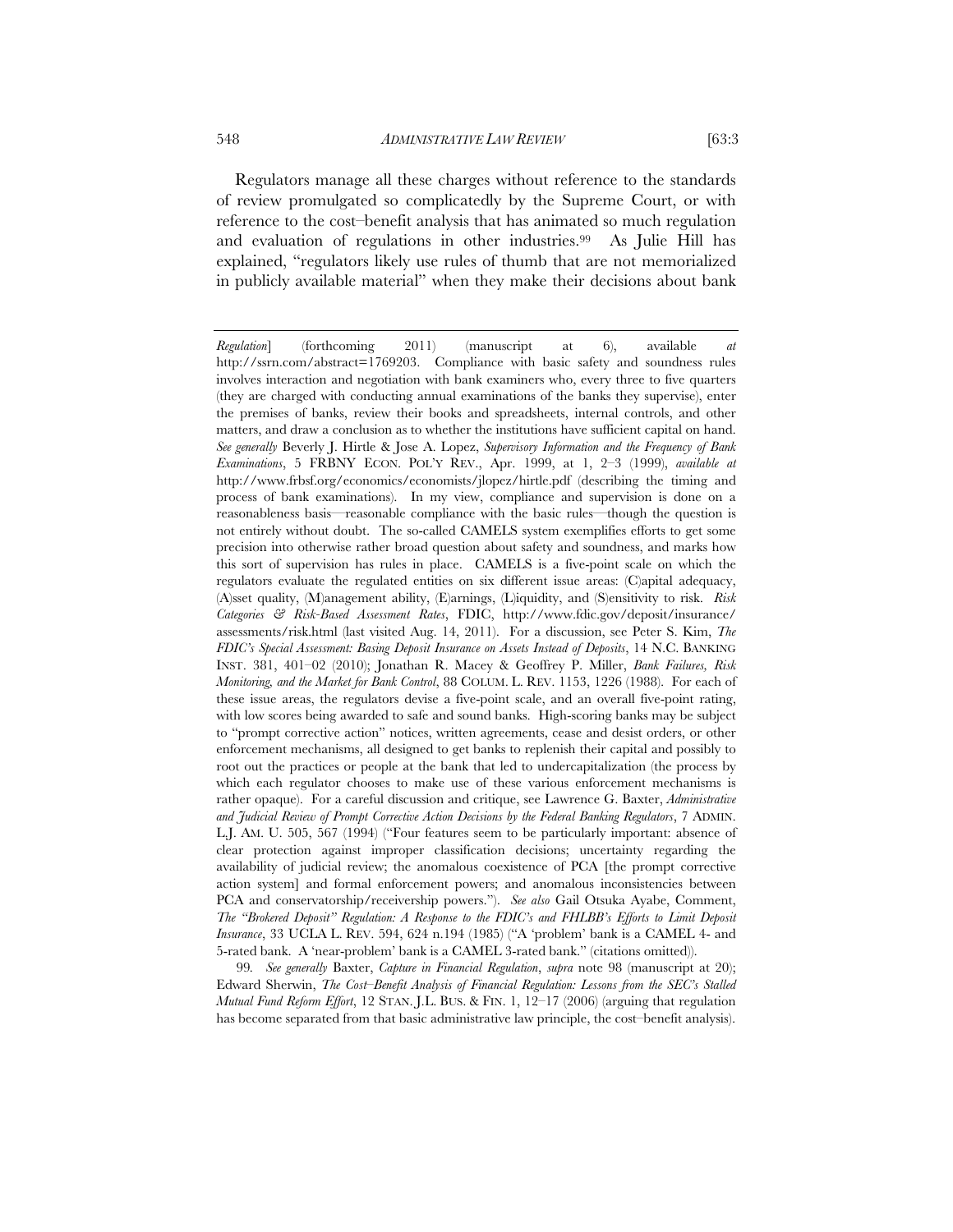Regulators manage all these charges without reference to the standards of review promulgated so complicatedly by the Supreme Court, or with reference to the cost–benefit analysis that has animated so much regulation and evaluation of regulations in other industries.[99] As Julie Hill has explained, "regulators likely use rules of thumb that are not memorialized in publicly available material" when they make their decisions about bank

---

*Regulation*] (forthcoming 2011) (manuscript at 6), available *at* http://ssrn.com/abstract=1769203. Compliance with basic safety and soundness rules involves interaction and negotiation with bank examiners who, every three to five quarters (they are charged with conducting annual examinations of the banks they supervise), enter the premises of banks, review their books and spreadsheets, internal controls, and other matters, and draw a conclusion as to whether the institutions have sufficient capital on hand. *See generally* Beverly J. Hirtle & Jose A. Lopez, *Supervisory Information and the Frequency of Bank Examinations*, 5 FRBNY ECON. POL'Y REV., Apr. 1999, at 1, 2–3 (1999), *available at* http://www.frbsf.org/economics/economists/jlopez/hirtle.pdf (describing the timing and process of bank examinations). In my view, compliance and supervision is done on a reasonableness basis—reasonable compliance with the basic rules—though the question is not entirely without doubt. The so-called CAMELS system exemplifies efforts to get some precision into otherwise rather broad question about safety and soundness, and marks how this sort of supervision has rules in place. CAMELS is a five-point scale on which the regulators evaluate the regulated entities on six different issue areas: (C)apital adequacy, (A)sset quality, (M)anagement ability, (E)arnings, (L)iquidity, and (S)ensitivity to risk. *Risk Categories & Risk-Based Assessment Rates*, FDIC, http://www.fdic.gov/deposit/insurance/assessments/risk.html (last visited Aug. 14, 2011). For a discussion, see Peter S. Kim, *The FDIC's Special Assessment: Basing Deposit Insurance on Assets Instead of Deposits*, 14 N.C. BANKING INST. 381, 401–02 (2010); Jonathan R. Macey & Geoffrey P. Miller, *Bank Failures, Risk Monitoring, and the Market for Bank Control*, 88 COLUM. L. REV. 1153, 1226 (1988). For each of these issue areas, the regulators devise a five-point scale, and an overall five-point rating, with low scores being awarded to safe and sound banks. High-scoring banks may be subject to "prompt corrective action" notices, written agreements, cease and desist orders, or other enforcement mechanisms, all designed to get banks to replenish their capital and possibly to root out the practices or people at the bank that led to undercapitalization (the process by which each regulator chooses to make use of these various enforcement mechanisms is rather opaque). For a careful discussion and critique, see Lawrence G. Baxter, *Administrative and Judicial Review of Prompt Corrective Action Decisions by the Federal Banking Regulators*, 7 ADMIN. L.J. AM. U. 505, 567 (1994) ("Four features seem to be particularly important: absence of clear protection against improper classification decisions; uncertainty regarding the availability of judicial review; the anomalous coexistence of PCA [the prompt corrective action system] and formal enforcement powers; and anomalous inconsistencies between PCA and conservatorship/receivership powers."). *See also* Gail Otsuka Ayabe, Comment, *The "Brokered Deposit" Regulation: A Response to the FDIC's and FHLBB's Efforts to Limit Deposit Insurance*, 33 UCLA L. REV. 594, 624 n.194 (1985) ("A 'problem' bank is a CAMEL 4- and 5-rated bank. A 'near-problem' bank is a CAMEL 3-rated bank." (citations omitted)).

99. *See generally* Baxter, *Capture in Financial Regulation*, *supra* note 98 (manuscript at 20); Edward Sherwin, *The Cost–Benefit Analysis of Financial Regulation: Lessons from the SEC's Stalled Mutual Fund Reform Effort*, 12 STAN. J.L. BUS. & FIN. 1, 12–17 (2006) (arguing that regulation has become separated from that basic administrative law principle, the cost–benefit analysis).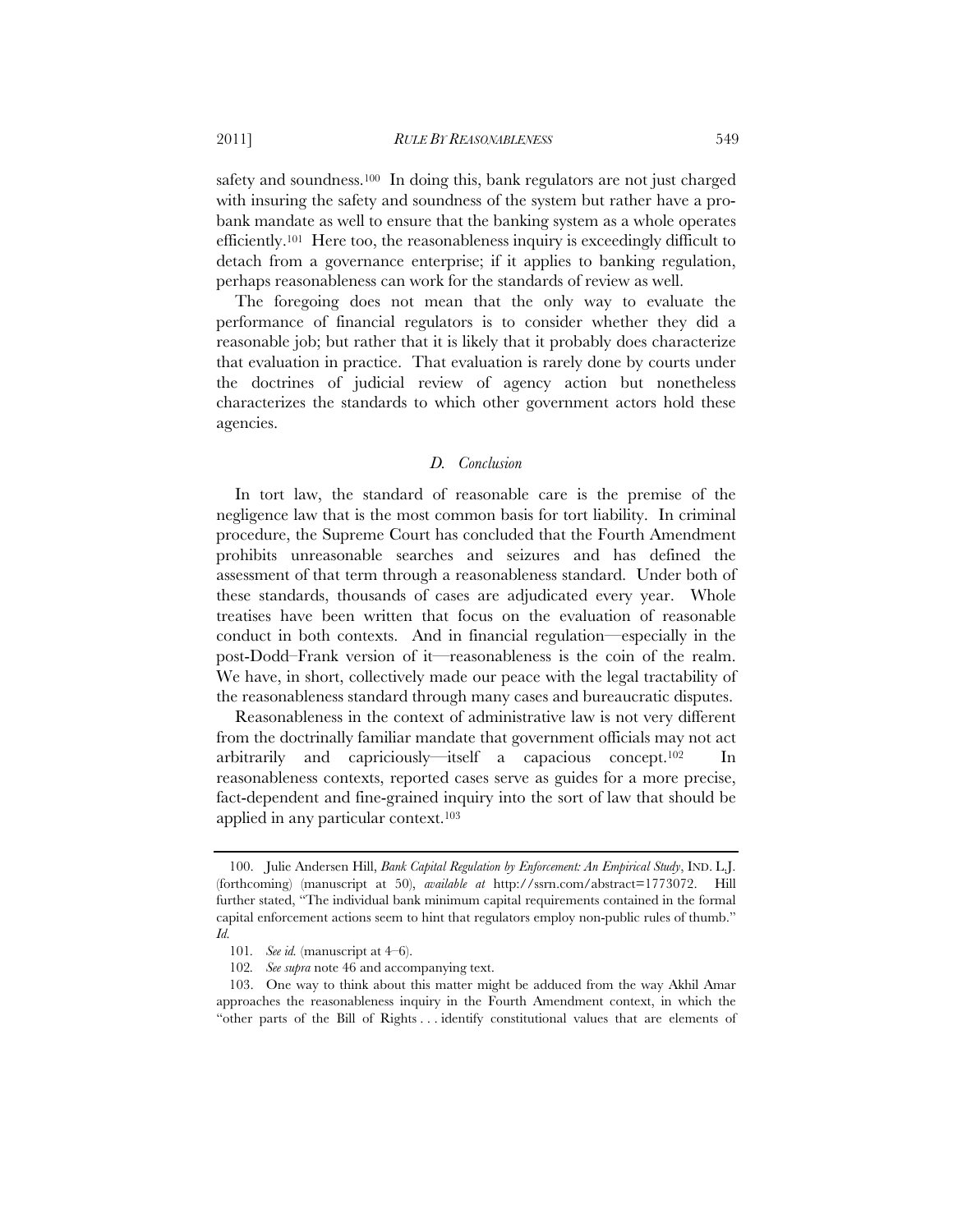safety and soundness.[100] In doing this, bank regulators are not just charged with insuring the safety and soundness of the system but rather have a pro-bank mandate as well to ensure that the banking system as a whole operates efficiently.[101] Here too, the reasonableness inquiry is exceedingly difficult to detach from a governance enterprise; if it applies to banking regulation, perhaps reasonableness can work for the standards of review as well.

The foregoing does not mean that the only way to evaluate the performance of financial regulators is to consider whether they did a reasonable job; but rather that it is likely that it probably does characterize that evaluation in practice. That evaluation is rarely done by courts under the doctrines of judicial review of agency action but nonetheless characterizes the standards to which other government actors hold these agencies.

### *D. Conclusion*

In tort law, the standard of reasonable care is the premise of the negligence law that is the most common basis for tort liability. In criminal procedure, the Supreme Court has concluded that the Fourth Amendment prohibits unreasonable searches and seizures and has defined the assessment of that term through a reasonableness standard. Under both of these standards, thousands of cases are adjudicated every year. Whole treatises have been written that focus on the evaluation of reasonable conduct in both contexts. And in financial regulation—especially in the post-Dodd–Frank version of it—reasonableness is the coin of the realm. We have, in short, collectively made our peace with the legal tractability of the reasonableness standard through many cases and bureaucratic disputes.

Reasonableness in the context of administrative law is not very different from the doctrinally familiar mandate that government officials may not act arbitrarily and capriciously—itself a capacious concept.[102] In reasonableness contexts, reported cases serve as guides for a more precise, fact-dependent and fine-grained inquiry into the sort of law that should be applied in any particular context.[103]

---

100. Julie Andersen Hill, *Bank Capital Regulation by Enforcement: An Empirical Study*, IND. L.J. (forthcoming) (manuscript at 50), *available at* http://ssrn.com/abstract=1773072. Hill further stated, "The individual bank minimum capital requirements contained in the formal capital enforcement actions seem to hint that regulators employ non-public rules of thumb." *Id.*

101. *See id.* (manuscript at 4–6).

102. *See supra* note 46 and accompanying text.

103. One way to think about this matter might be adduced from the way Akhil Amar approaches the reasonableness inquiry in the Fourth Amendment context, in which the "other parts of the Bill of Rights . . . identify constitutional values that are elements of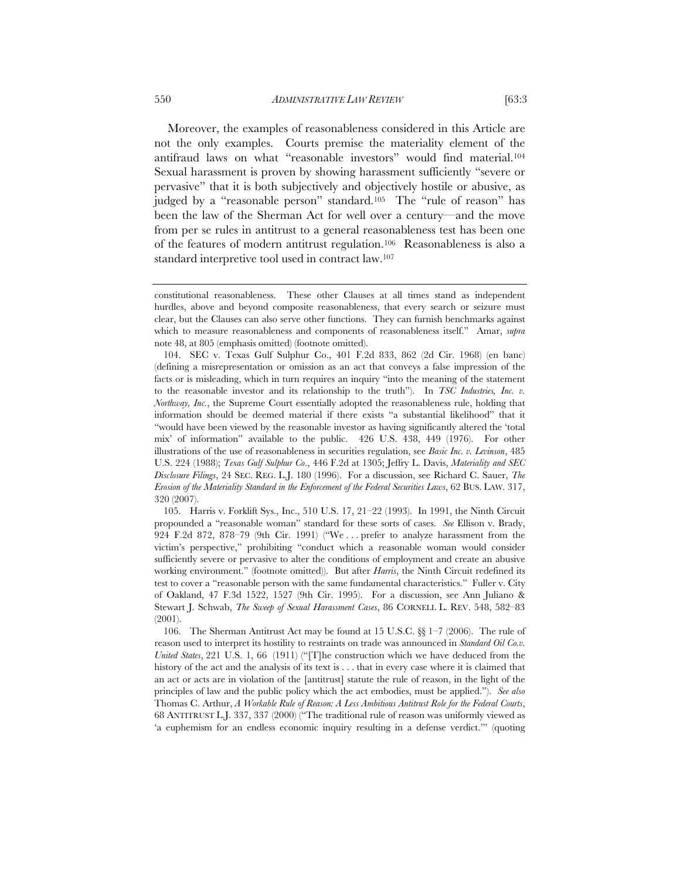Moreover, the examples of reasonableness considered in this Article are not the only examples. Courts premise the materiality element of the antifraud laws on what "reasonable investors" would find material.[104] Sexual harassment is proven by showing harassment sufficiently "severe or pervasive" that it is both subjectively and objectively hostile or abusive, as judged by a "reasonable person" standard.[105] The "rule of reason" has been the law of the Sherman Act for well over a century—and the move from per se rules in antitrust to a general reasonableness test has been one of the features of modern antitrust regulation.[106] Reasonableness is also a standard interpretive tool used in contract law.[107]

---

constitutional reasonableness. These other Clauses at all times stand as independent hurdles, above and beyond composite reasonableness, that every search or seizure must clear, but the Clauses can also serve other functions. They can furnish benchmarks against which to measure reasonableness and components of reasonableness itself." Amar, *supra* note 48, at 805 (emphasis omitted) (footnote omitted).

104. SEC v. Texas Gulf Sulphur Co., 401 F.2d 833, 862 (2d Cir. 1968) (en banc) (defining a misrepresentation or omission as an act that conveys a false impression of the facts or is misleading, which in turn requires an inquiry "into the meaning of the statement to the reasonable investor and its relationship to the truth"). In *TSC Industries, Inc. v. Northway, Inc.*, the Supreme Court essentially adopted the reasonableness rule, holding that information should be deemed material if there exists "a substantial likelihood" that it "would have been viewed by the reasonable investor as having significantly altered the 'total mix' of information" available to the public. 426 U.S. 438, 449 (1976). For other illustrations of the use of reasonableness in securities regulation, see *Basic Inc. v. Levinson*, 485 U.S. 224 (1988); *Texas Gulf Sulphur Co.*, 446 F.2d at 1305; Jeffry L. Davis, *Materiality and SEC Disclosure Filings*, 24 SEC. REG. L.J. 180 (1996). For a discussion, see Richard C. Sauer, *The Erosion of the Materiality Standard in the Enforcement of the Federal Securities Laws*, 62 BUS. LAW. 317, 320 (2007).

105. Harris v. Forklift Sys., Inc., 510 U.S. 17, 21–22 (1993). In 1991, the Ninth Circuit propounded a "reasonable woman" standard for these sorts of cases. *See* Ellison v. Brady, 924 F.2d 872, 878–79 (9th Cir. 1991) ("We . . . prefer to analyze harassment from the victim's perspective," prohibiting "conduct which a reasonable woman would consider sufficiently severe or pervasive to alter the conditions of employment and create an abusive working environment." (footnote omitted)). But after *Harris*, the Ninth Circuit redefined its test to cover a "reasonable person with the same fundamental characteristics." Fuller v. City of Oakland, 47 F.3d 1522, 1527 (9th Cir. 1995). For a discussion, see Ann Juliano & Stewart J. Schwab, *The Sweep of Sexual Harassment Cases*, 86 CORNELL L. REV. 548, 582–83 (2001).

106. The Sherman Antitrust Act may be found at 15 U.S.C. §§ 1–7 (2006). The rule of reason used to interpret its hostility to restraints on trade was announced in *Standard Oil Co.v. United States*, 221 U.S. 1, 66 (1911) ("[T]he construction which we have deduced from the history of the act and the analysis of its text is . . . that in every case where it is claimed that an act or acts are in violation of the [antitrust] statute the rule of reason, in the light of the principles of law and the public policy which the act embodies, must be applied."). *See also* Thomas C. Arthur, *A Workable Rule of Reason: A Less Ambitious Antitrust Role for the Federal Courts*, 68 ANTITRUST L.J. 337, 337 (2000) ("The traditional rule of reason was uniformly viewed as 'a euphemism for an endless economic inquiry resulting in a defense verdict.'" (quoting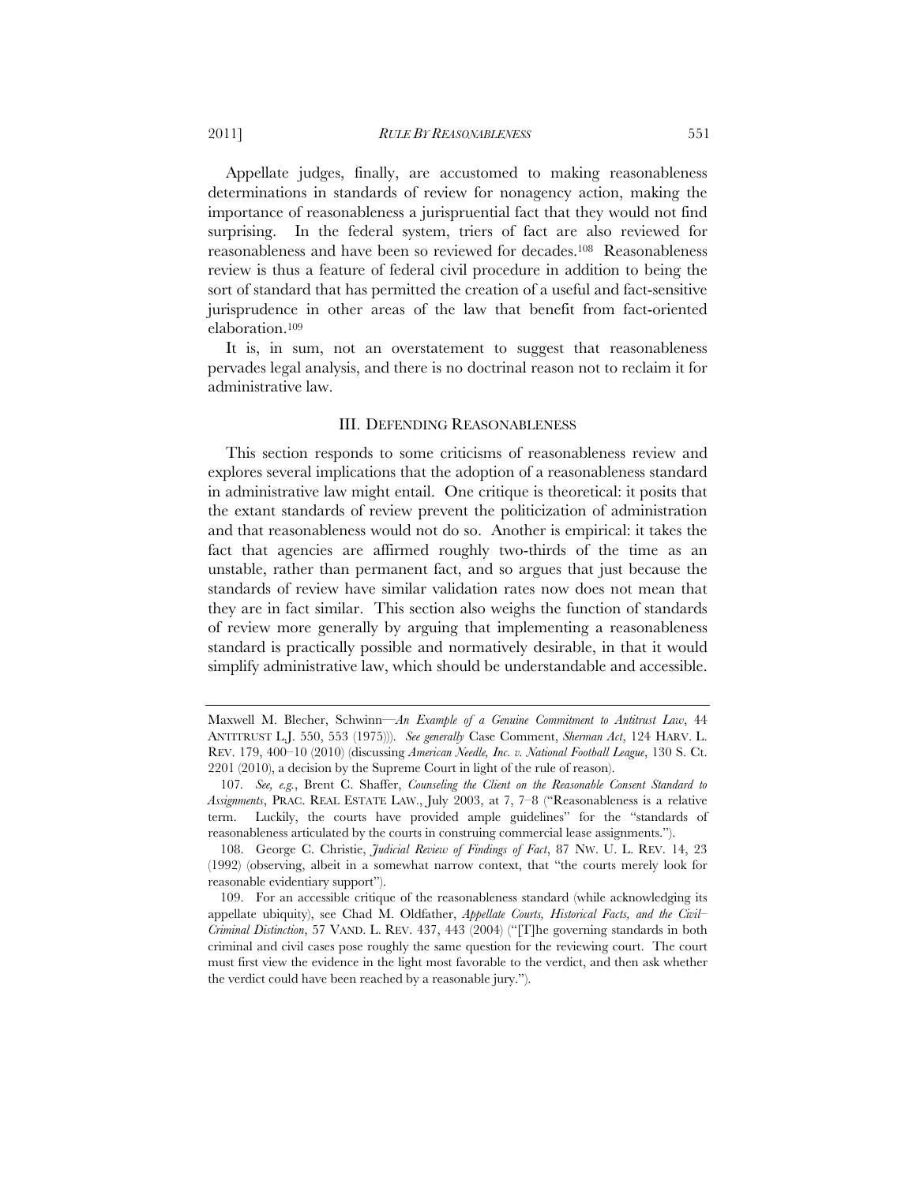Appellate judges, finally, are accustomed to making reasonableness determinations in standards of review for nonagency action, making the importance of reasonableness a jurispruential fact that they would not find surprising. In the federal system, triers of fact are also reviewed for reasonableness and have been so reviewed for decades.[108] Reasonableness review is thus a feature of federal civil procedure in addition to being the sort of standard that has permitted the creation of a useful and fact-sensitive jurisprudence in other areas of the law that benefit from fact-oriented elaboration.[109]

It is, in sum, not an overstatement to suggest that reasonableness pervades legal analysis, and there is no doctrinal reason not to reclaim it for administrative law.

## III. DEFENDING REASONABLENESS

This section responds to some criticisms of reasonableness review and explores several implications that the adoption of a reasonableness standard in administrative law might entail. One critique is theoretical: it posits that the extant standards of review prevent the politicization of administration and that reasonableness would not do so. Another is empirical: it takes the fact that agencies are affirmed roughly two-thirds of the time as an unstable, rather than permanent fact, and so argues that just because the standards of review have similar validation rates now does not mean that they are in fact similar. This section also weighs the function of standards of review more generally by arguing that implementing a reasonableness standard is practically possible and normatively desirable, in that it would simplify administrative law, which should be understandable and accessible.

---

Maxwell M. Blecher, Schwinn—*An Example of a Genuine Commitment to Antitrust Law*, 44 ANTITRUST L.J. 550, 553 (1975))). *See generally* Case Comment, *Sherman Act*, 124 HARV. L. REV. 179, 400–10 (2010) (discussing *American Needle, Inc. v. National Football League*, 130 S. Ct. 2201 (2010), a decision by the Supreme Court in light of the rule of reason).

107. *See, e.g.*, Brent C. Shaffer, *Counseling the Client on the Reasonable Consent Standard to Assignments*, PRAC. REAL ESTATE LAW., July 2003, at 7, 7–8 ("Reasonableness is a relative term. Luckily, the courts have provided ample guidelines" for the "standards of reasonableness articulated by the courts in construing commercial lease assignments.").

108. George C. Christie, *Judicial Review of Findings of Fact*, 87 NW. U. L. REV. 14, 23 (1992) (observing, albeit in a somewhat narrow context, that "the courts merely look for reasonable evidentiary support").

109. For an accessible critique of the reasonableness standard (while acknowledging its appellate ubiquity), see Chad M. Oldfather, *Appellate Courts, Historical Facts, and the Civil–Criminal Distinction*, 57 VAND. L. REV. 437, 443 (2004) ("[T]he governing standards in both criminal and civil cases pose roughly the same question for the reviewing court. The court must first view the evidence in the light most favorable to the verdict, and then ask whether the verdict could have been reached by a reasonable jury.").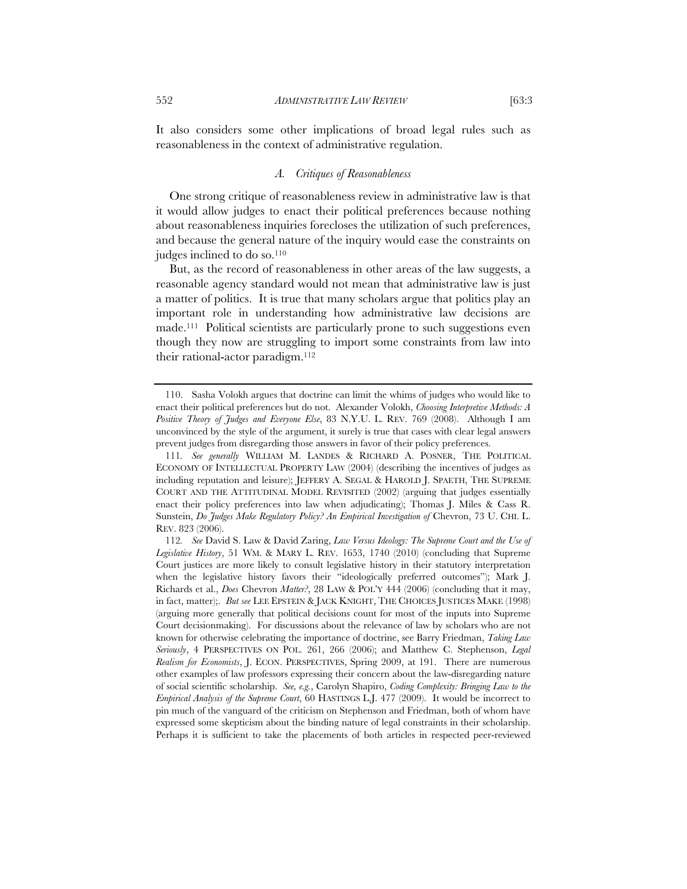It also considers some other implications of broad legal rules such as reasonableness in the context of administrative regulation.

### *A. Critiques of Reasonableness*

One strong critique of reasonableness review in administrative law is that it would allow judges to enact their political preferences because nothing about reasonableness inquiries forecloses the utilization of such preferences, and because the general nature of the inquiry would ease the constraints on judges inclined to do so.[110]

But, as the record of reasonableness in other areas of the law suggests, a reasonable agency standard would not mean that administrative law is just a matter of politics. It is true that many scholars argue that politics play an important role in understanding how administrative law decisions are made.[111] Political scientists are particularly prone to such suggestions even though they now are struggling to import some constraints from law into their rational-actor paradigm.[112]

---

110. Sasha Volokh argues that doctrine can limit the whims of judges who would like to enact their political preferences but do not. Alexander Volokh, *Choosing Interpretive Methods: A Positive Theory of Judges and Everyone Else*, 83 N.Y.U. L. REV. 769 (2008). Although I am unconvinced by the style of the argument, it surely is true that cases with clear legal answers prevent judges from disregarding those answers in favor of their policy preferences.

111. *See generally* WILLIAM M. LANDES & RICHARD A. POSNER, THE POLITICAL ECONOMY OF INTELLECTUAL PROPERTY LAW (2004) (describing the incentives of judges as including reputation and leisure); JEFFERY A. SEGAL & HAROLD J. SPAETH, THE SUPREME COURT AND THE ATTITUDINAL MODEL REVISITED (2002) (arguing that judges essentially enact their policy preferences into law when adjudicating); Thomas J. Miles & Cass R. Sunstein, *Do Judges Make Regulatory Policy? An Empirical Investigation of* Chevron, 73 U. CHI. L. REV. 823 (2006).

112. *See* David S. Law & David Zaring, *Law Versus Ideology: The Supreme Court and the Use of Legislative History*, 51 WM. & MARY L. REV. 1653, 1740 (2010) (concluding that Supreme Court justices are more likely to consult legislative history in their statutory interpretation when the legislative history favors their "ideologically preferred outcomes"); Mark J. Richards et al., *Does* Chevron *Matter?*, 28 LAW & POL'Y 444 (2006) (concluding that it may, in fact, matter);. *But see* LEE EPSTEIN & JACK KNIGHT, THE CHOICES JUSTICES MAKE (1998) (arguing more generally that political decisions count for most of the inputs into Supreme Court decisionmaking). For discussions about the relevance of law by scholars who are not known for otherwise celebrating the importance of doctrine, see Barry Friedman, *Taking Law Seriously*, 4 PERSPECTIVES ON POL. 261, 266 (2006); and Matthew C. Stephenson, *Legal Realism for Economists*, J. ECON. PERSPECTIVES, Spring 2009, at 191. There are numerous other examples of law professors expressing their concern about the law-disregarding nature of social scientific scholarship. *See, e.g.*, Carolyn Shapiro, *Coding Complexity: Bringing Law to the Empirical Analysis of the Supreme Court*, 60 HASTINGS L.J. 477 (2009). It would be incorrect to pin much of the vanguard of the criticism on Stephenson and Friedman, both of whom have expressed some skepticism about the binding nature of legal constraints in their scholarship. Perhaps it is sufficient to take the placements of both articles in respected peer-reviewed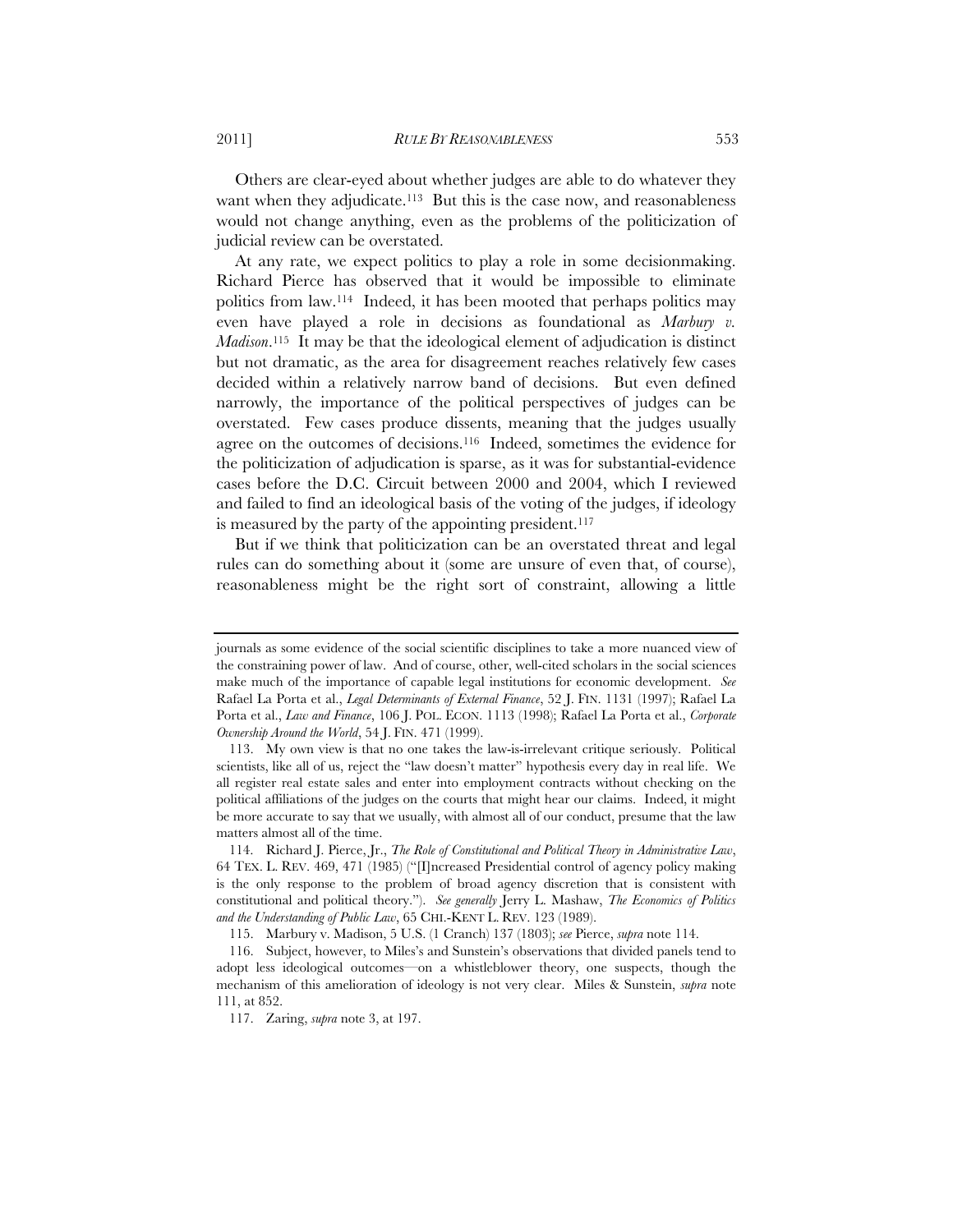Others are clear-eyed about whether judges are able to do whatever they want when they adjudicate.[113] But this is the case now, and reasonableness would not change anything, even as the problems of the politicization of judicial review can be overstated.

At any rate, we expect politics to play a role in some decisionmaking. Richard Pierce has observed that it would be impossible to eliminate politics from law.[114] Indeed, it has been mooted that perhaps politics may even have played a role in decisions as foundational as *Marbury v. Madison*.[115] It may be that the ideological element of adjudication is distinct but not dramatic, as the area for disagreement reaches relatively few cases decided within a relatively narrow band of decisions. But even defined narrowly, the importance of the political perspectives of judges can be overstated. Few cases produce dissents, meaning that the judges usually agree on the outcomes of decisions.[116] Indeed, sometimes the evidence for the politicization of adjudication is sparse, as it was for substantial-evidence cases before the D.C. Circuit between 2000 and 2004, which I reviewed and failed to find an ideological basis of the voting of the judges, if ideology is measured by the party of the appointing president.[117]

But if we think that politicization can be an overstated threat and legal rules can do something about it (some are unsure of even that, of course), reasonableness might be the right sort of constraint, allowing a little

---

journals as some evidence of the social scientific disciplines to take a more nuanced view of the constraining power of law. And of course, other, well-cited scholars in the social sciences make much of the importance of capable legal institutions for economic development. *See* Rafael La Porta et al., *Legal Determinants of External Finance*, 52 J. FIN. 1131 (1997); Rafael La Porta et al., *Law and Finance*, 106 J. POL. ECON. 1113 (1998); Rafael La Porta et al., *Corporate Ownership Around the World*, 54 J. FIN. 471 (1999).

113. My own view is that no one takes the law-is-irrelevant critique seriously. Political scientists, like all of us, reject the "law doesn't matter" hypothesis every day in real life. We all register real estate sales and enter into employment contracts without checking on the political affiliations of the judges on the courts that might hear our claims. Indeed, it might be more accurate to say that we usually, with almost all of our conduct, presume that the law matters almost all of the time.

114. Richard J. Pierce, Jr., *The Role of Constitutional and Political Theory in Administrative Law*, 64 TEX. L. REV. 469, 471 (1985) ("[I]ncreased Presidential control of agency policy making is the only response to the problem of broad agency discretion that is consistent with constitutional and political theory."). *See generally* Jerry L. Mashaw, *The Economics of Politics and the Understanding of Public Law*, 65 CHI.-KENT L. REV. 123 (1989).

115. Marbury v. Madison, 5 U.S. (1 Cranch) 137 (1803); *see* Pierce, *supra* note 114.

116. Subject, however, to Miles's and Sunstein's observations that divided panels tend to adopt less ideological outcomes—on a whistleblower theory, one suspects, though the mechanism of this amelioration of ideology is not very clear. Miles & Sunstein, *supra* note 111, at 852.

117. Zaring, *supra* note 3, at 197.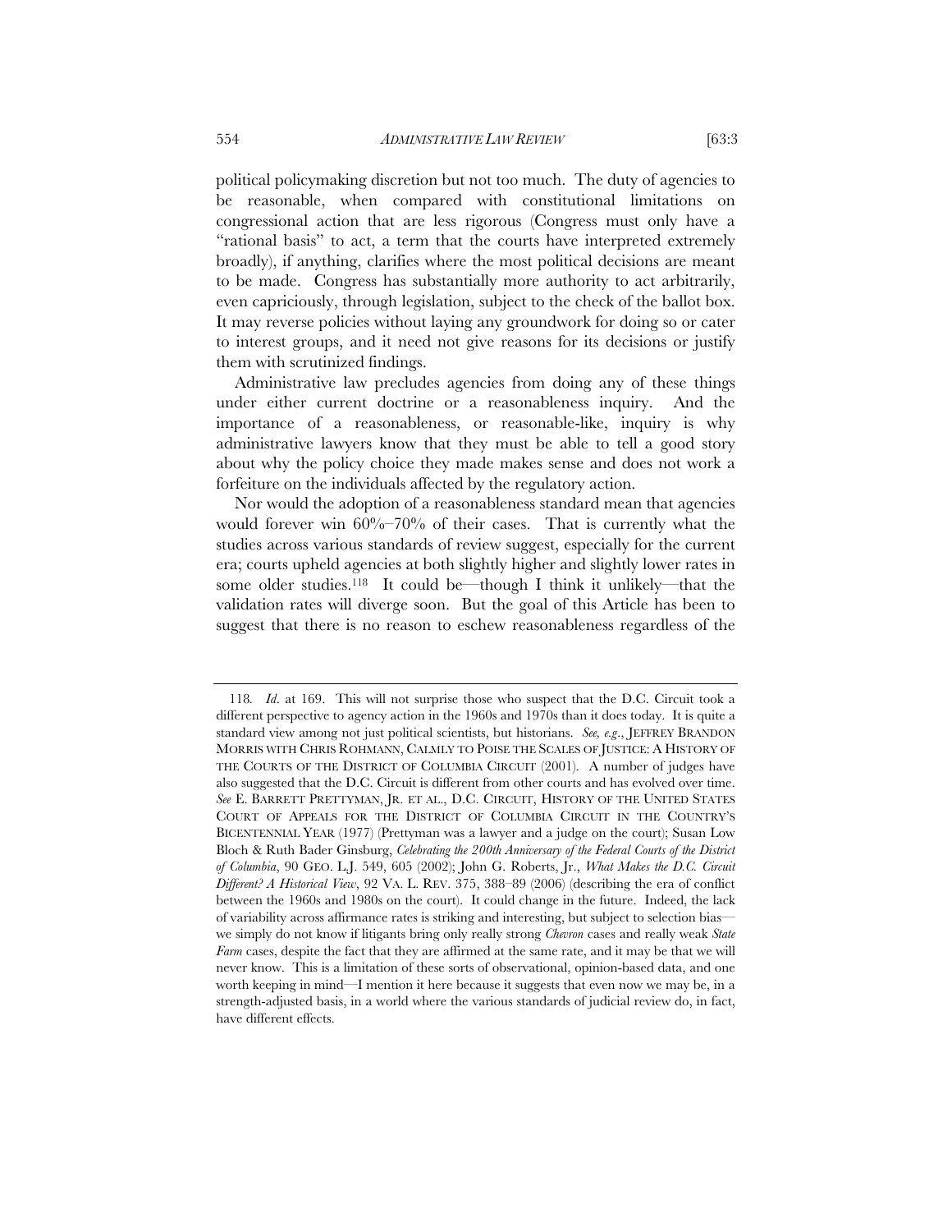political policymaking discretion but not too much. The duty of agencies to be reasonable, when compared with constitutional limitations on congressional action that are less rigorous (Congress must only have a "rational basis" to act, a term that the courts have interpreted extremely broadly), if anything, clarifies where the most political decisions are meant to be made. Congress has substantially more authority to act arbitrarily, even capriciously, through legislation, subject to the check of the ballot box. It may reverse policies without laying any groundwork for doing so or cater to interest groups, and it need not give reasons for its decisions or justify them with scrutinized findings.

Administrative law precludes agencies from doing any of these things under either current doctrine or a reasonableness inquiry. And the importance of a reasonableness, or reasonable-like, inquiry is why administrative lawyers know that they must be able to tell a good story about why the policy choice they made makes sense and does not work a forfeiture on the individuals affected by the regulatory action.

Nor would the adoption of a reasonableness standard mean that agencies would forever win 60%–70% of their cases. That is currently what the studies across various standards of review suggest, especially for the current era; courts upheld agencies at both slightly higher and slightly lower rates in some older studies.[118] It could be—though I think it unlikely—that the validation rates will diverge soon. But the goal of this Article has been to suggest that there is no reason to eschew reasonableness regardless of the

---

118. *Id*. at 169. This will not surprise those who suspect that the D.C. Circuit took a different perspective to agency action in the 1960s and 1970s than it does today. It is quite a standard view among not just political scientists, but historians. *See, e.g.*, JEFFREY BRANDON MORRIS WITH CHRIS ROHMANN, CALMLY TO POISE THE SCALES OF JUSTICE: A HISTORY OF THE COURTS OF THE DISTRICT OF COLUMBIA CIRCUIT (2001). A number of judges have also suggested that the D.C. Circuit is different from other courts and has evolved over time. *See* E. BARRETT PRETTYMAN, JR. ET AL., D.C. CIRCUIT, HISTORY OF THE UNITED STATES COURT OF APPEALS FOR THE DISTRICT OF COLUMBIA CIRCUIT IN THE COUNTRY'S BICENTENNIAL YEAR (1977) (Prettyman was a lawyer and a judge on the court); Susan Low Bloch & Ruth Bader Ginsburg, *Celebrating the 200th Anniversary of the Federal Courts of the District of Columbia*, 90 GEO. L.J. 549, 605 (2002); John G. Roberts, Jr., *What Makes the D.C. Circuit Different? A Historical View*, 92 VA. L. REV. 375, 388–89 (2006) (describing the era of conflict between the 1960s and 1980s on the court). It could change in the future. Indeed, the lack of variability across affirmance rates is striking and interesting, but subject to selection bias—we simply do not know if litigants bring only really strong *Chevron* cases and really weak *State Farm* cases, despite the fact that they are affirmed at the same rate, and it may be that we will never know. This is a limitation of these sorts of observational, opinion-based data, and one worth keeping in mind—I mention it here because it suggests that even now we may be, in a strength-adjusted basis, in a world where the various standards of judicial review do, in fact, have different effects.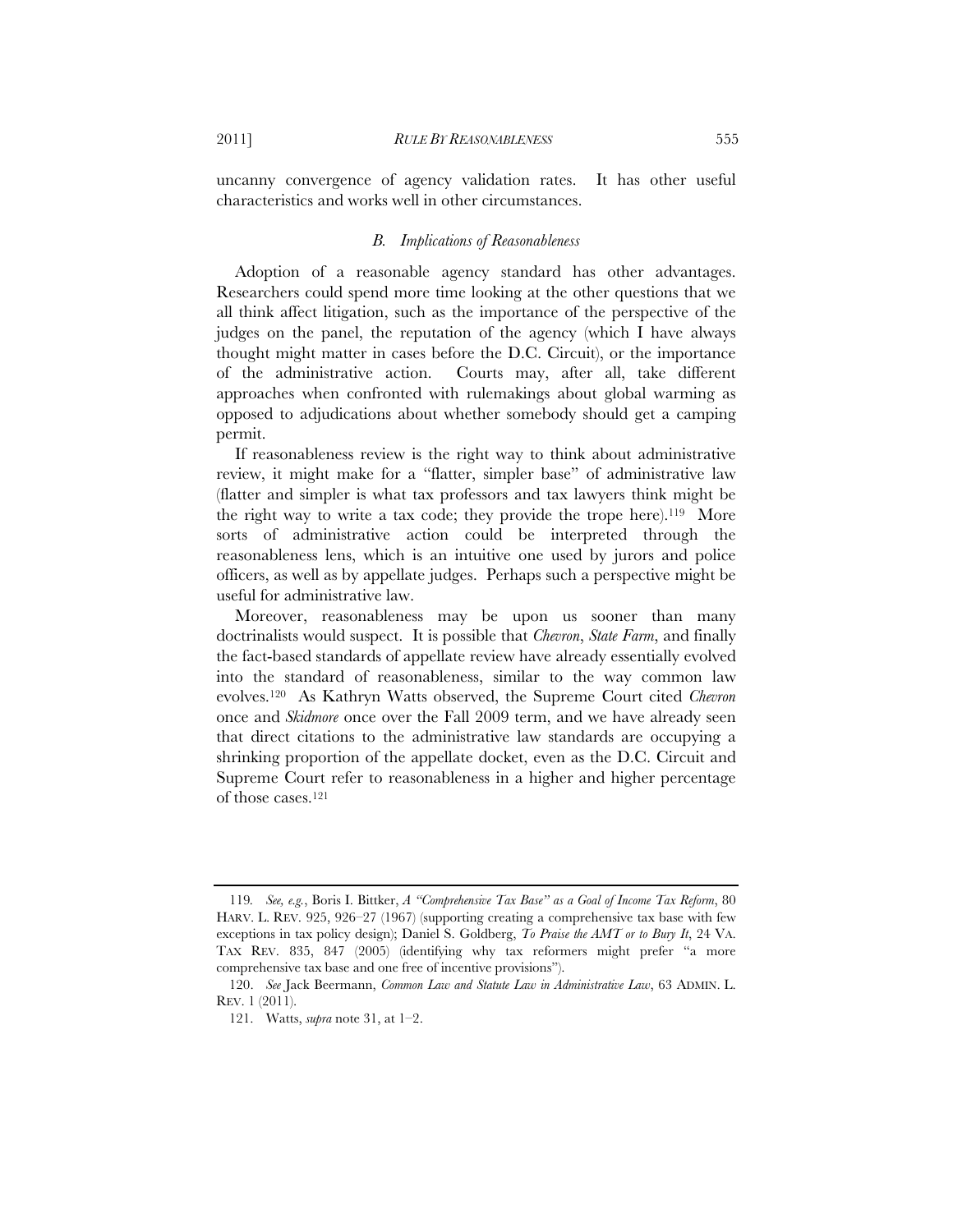uncanny convergence of agency validation rates. It has other useful characteristics and works well in other circumstances.

### *B. Implications of Reasonableness*

Adoption of a reasonable agency standard has other advantages. Researchers could spend more time looking at the other questions that we all think affect litigation, such as the importance of the perspective of the judges on the panel, the reputation of the agency (which I have always thought might matter in cases before the D.C. Circuit), or the importance of the administrative action. Courts may, after all, take different approaches when confronted with rulemakings about global warming as opposed to adjudications about whether somebody should get a camping permit.

If reasonableness review is the right way to think about administrative review, it might make for a "flatter, simpler base" of administrative law (flatter and simpler is what tax professors and tax lawyers think might be the right way to write a tax code; they provide the trope here).[119] More sorts of administrative action could be interpreted through the reasonableness lens, which is an intuitive one used by jurors and police officers, as well as by appellate judges. Perhaps such a perspective might be useful for administrative law.

Moreover, reasonableness may be upon us sooner than many doctrinalists would suspect. It is possible that *Chevron*, *State Farm*, and finally the fact-based standards of appellate review have already essentially evolved into the standard of reasonableness, similar to the way common law evolves.[120] As Kathryn Watts observed, the Supreme Court cited *Chevron* once and *Skidmore* once over the Fall 2009 term, and we have already seen that direct citations to the administrative law standards are occupying a shrinking proportion of the appellate docket, even as the D.C. Circuit and Supreme Court refer to reasonableness in a higher and higher percentage of those cases.[121]

---

119. *See, e.g.*, Boris I. Bittker, *A "Comprehensive Tax Base" as a Goal of Income Tax Reform*, 80 HARV. L. REV. 925, 926–27 (1967) (supporting creating a comprehensive tax base with few exceptions in tax policy design); Daniel S. Goldberg, *To Praise the AMT or to Bury It*, 24 VA. TAX REV. 835, 847 (2005) (identifying why tax reformers might prefer "a more comprehensive tax base and one free of incentive provisions").

120. *See* Jack Beermann, *Common Law and Statute Law in Administrative Law*, 63 ADMIN. L. REV. 1 (2011).

121. Watts, *supra* note 31, at 1–2.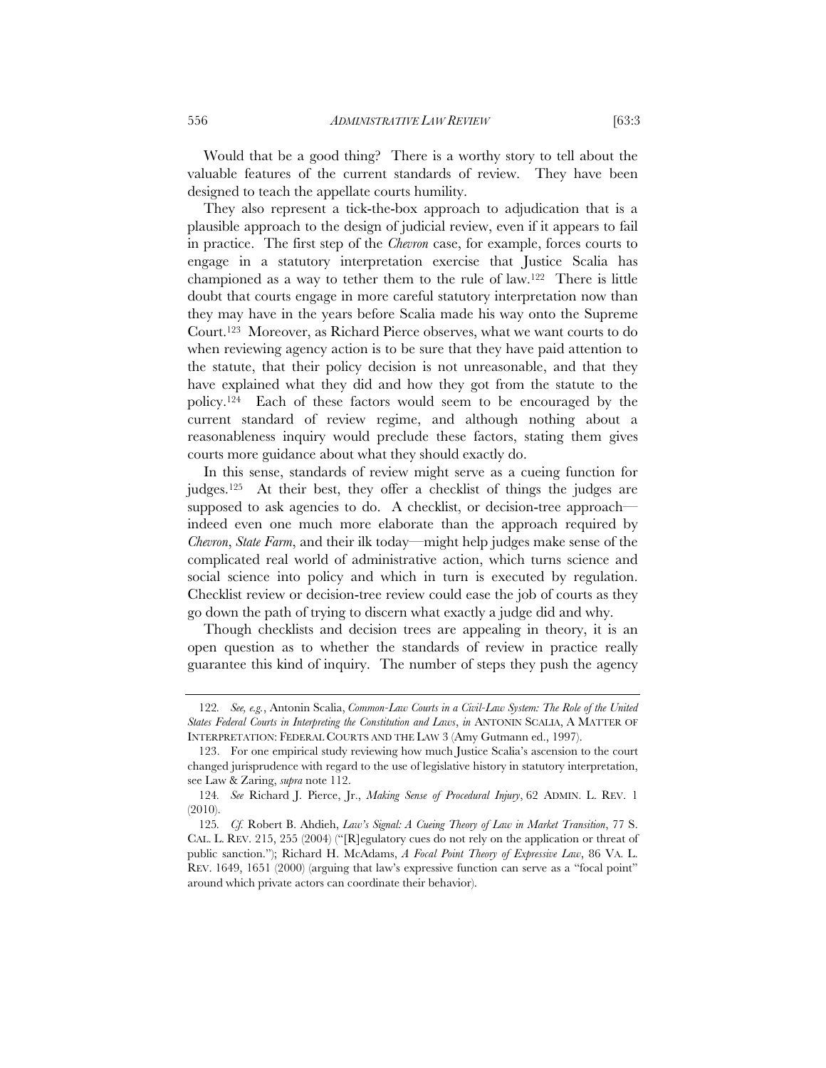Would that be a good thing? There is a worthy story to tell about the valuable features of the current standards of review. They have been designed to teach the appellate courts humility.

They also represent a tick-the-box approach to adjudication that is a plausible approach to the design of judicial review, even if it appears to fail in practice. The first step of the *Chevron* case, for example, forces courts to engage in a statutory interpretation exercise that Justice Scalia has championed as a way to tether them to the rule of law.[122] There is little doubt that courts engage in more careful statutory interpretation now than they may have in the years before Scalia made his way onto the Supreme Court.[123] Moreover, as Richard Pierce observes, what we want courts to do when reviewing agency action is to be sure that they have paid attention to the statute, that their policy decision is not unreasonable, and that they have explained what they did and how they got from the statute to the policy.[124] Each of these factors would seem to be encouraged by the current standard of review regime, and although nothing about a reasonableness inquiry would preclude these factors, stating them gives courts more guidance about what they should exactly do.

In this sense, standards of review might serve as a cueing function for judges.[125] At their best, they offer a checklist of things the judges are supposed to ask agencies to do. A checklist, or decision-tree approach—indeed even one much more elaborate than the approach required by *Chevron*, *State Farm*, and their ilk today—might help judges make sense of the complicated real world of administrative action, which turns science and social science into policy and which in turn is executed by regulation. Checklist review or decision-tree review could ease the job of courts as they go down the path of trying to discern what exactly a judge did and why.

Though checklists and decision trees are appealing in theory, it is an open question as to whether the standards of review in practice really guarantee this kind of inquiry. The number of steps they push the agency

---

122. *See, e.g.*, Antonin Scalia, *Common-Law Courts in a Civil-Law System: The Role of the United States Federal Courts in Interpreting the Constitution and Laws*, *in* ANTONIN SCALIA, A MATTER OF INTERPRETATION: FEDERAL COURTS AND THE LAW 3 (Amy Gutmann ed., 1997).

123. For one empirical study reviewing how much Justice Scalia's ascension to the court changed jurisprudence with regard to the use of legislative history in statutory interpretation, see Law & Zaring, *supra* note 112.

124. *See* Richard J. Pierce, Jr., *Making Sense of Procedural Injury*, 62 ADMIN. L. REV. 1 (2010).

125. *Cf.* Robert B. Ahdieh, *Law's Signal: A Cueing Theory of Law in Market Transition*, 77 S. CAL. L. REV. 215, 255 (2004) ("[R]egulatory cues do not rely on the application or threat of public sanction."); Richard H. McAdams, *A Focal Point Theory of Expressive Law*, 86 VA. L. REV. 1649, 1651 (2000) (arguing that law's expressive function can serve as a "focal point" around which private actors can coordinate their behavior).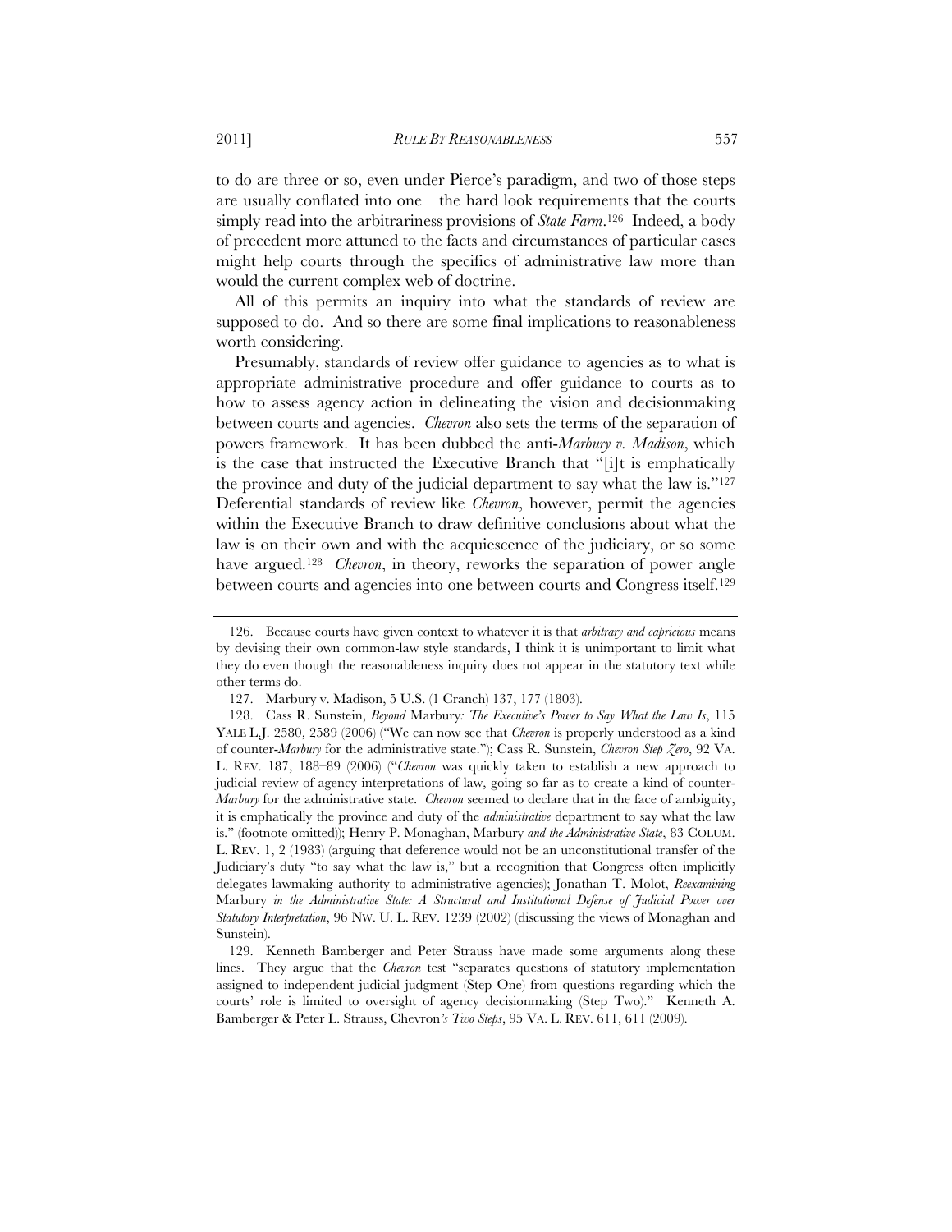to do are three or so, even under Pierce's paradigm, and two of those steps are usually conflated into one—the hard look requirements that the courts simply read into the arbitrariness provisions of *State Farm*.[126] Indeed, a body of precedent more attuned to the facts and circumstances of particular cases might help courts through the specifics of administrative law more than would the current complex web of doctrine.

All of this permits an inquiry into what the standards of review are supposed to do. And so there are some final implications to reasonableness worth considering.

Presumably, standards of review offer guidance to agencies as to what is appropriate administrative procedure and offer guidance to courts as to how to assess agency action in delineating the vision and decisionmaking between courts and agencies. *Chevron* also sets the terms of the separation of powers framework. It has been dubbed the anti-*Marbury v. Madison*, which is the case that instructed the Executive Branch that "[i]t is emphatically the province and duty of the judicial department to say what the law is."[127] Deferential standards of review like *Chevron*, however, permit the agencies within the Executive Branch to draw definitive conclusions about what the law is on their own and with the acquiescence of the judiciary, or so some have argued.[128] *Chevron*, in theory, reworks the separation of power angle between courts and agencies into one between courts and Congress itself.[129]

---

126. Because courts have given context to whatever it is that *arbitrary and capricious* means by devising their own common-law style standards, I think it is unimportant to limit what they do even though the reasonableness inquiry does not appear in the statutory text while other terms do.

127. Marbury v. Madison, 5 U.S. (1 Cranch) 137, 177 (1803).

128. Cass R. Sunstein, *Beyond* Marbury*: The Executive's Power to Say What the Law Is*, 115 YALE L.J. 2580, 2589 (2006) ("We can now see that *Chevron* is properly understood as a kind of counter-*Marbury* for the administrative state."); Cass R. Sunstein, *Chevron Step Zero*, 92 VA. L. REV. 187, 188–89 (2006) ("*Chevron* was quickly taken to establish a new approach to judicial review of agency interpretations of law, going so far as to create a kind of counter-*Marbury* for the administrative state. *Chevron* seemed to declare that in the face of ambiguity, it is emphatically the province and duty of the *administrative* department to say what the law is." (footnote omitted)); Henry P. Monaghan, Marbury *and the Administrative State*, 83 COLUM. L. REV. 1, 2 (1983) (arguing that deference would not be an unconstitutional transfer of the Judiciary's duty "to say what the law is," but a recognition that Congress often implicitly delegates lawmaking authority to administrative agencies); Jonathan T. Molot, *Reexamining* Marbury *in the Administrative State: A Structural and Institutional Defense of Judicial Power over Statutory Interpretation*, 96 NW. U. L. REV. 1239 (2002) (discussing the views of Monaghan and Sunstein).

129. Kenneth Bamberger and Peter Strauss have made some arguments along these lines. They argue that the *Chevron* test "separates questions of statutory implementation assigned to independent judicial judgment (Step One) from questions regarding which the courts' role is limited to oversight of agency decisionmaking (Step Two)." Kenneth A. Bamberger & Peter L. Strauss, Chevron*'s Two Steps*, 95 VA. L. REV. 611, 611 (2009).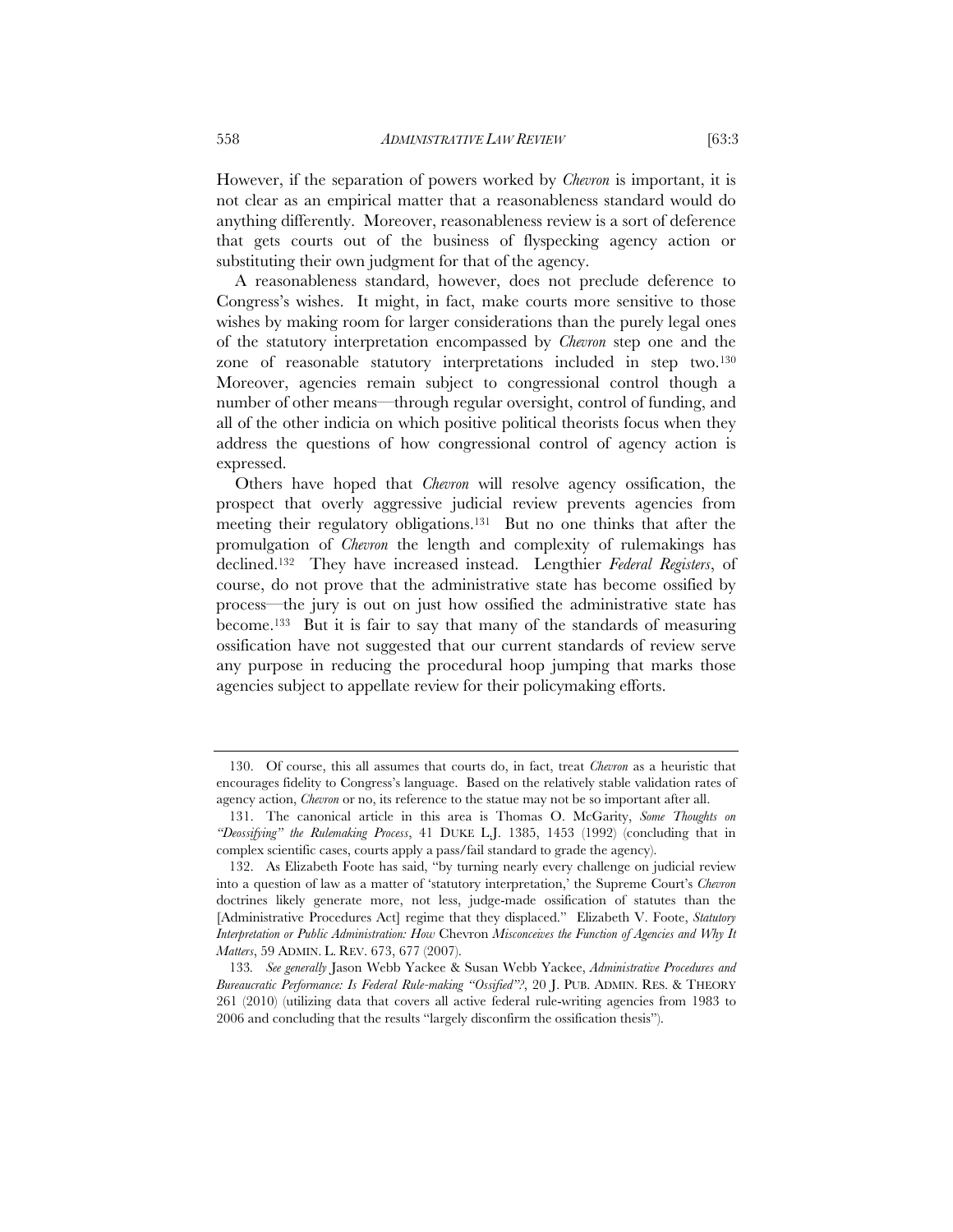However, if the separation of powers worked by *Chevron* is important, it is not clear as an empirical matter that a reasonableness standard would do anything differently. Moreover, reasonableness review is a sort of deference that gets courts out of the business of flyspecking agency action or substituting their own judgment for that of the agency.

A reasonableness standard, however, does not preclude deference to Congress's wishes. It might, in fact, make courts more sensitive to those wishes by making room for larger considerations than the purely legal ones of the statutory interpretation encompassed by *Chevron* step one and the zone of reasonable statutory interpretations included in step two.[130] Moreover, agencies remain subject to congressional control though a number of other means—through regular oversight, control of funding, and all of the other indicia on which positive political theorists focus when they address the questions of how congressional control of agency action is expressed.

Others have hoped that *Chevron* will resolve agency ossification, the prospect that overly aggressive judicial review prevents agencies from meeting their regulatory obligations.[131] But no one thinks that after the promulgation of *Chevron* the length and complexity of rulemakings has declined.[132] They have increased instead. Lengthier *Federal Registers*, of course, do not prove that the administrative state has become ossified by process—the jury is out on just how ossified the administrative state has become.[133] But it is fair to say that many of the standards of measuring ossification have not suggested that our current standards of review serve any purpose in reducing the procedural hoop jumping that marks those agencies subject to appellate review for their policymaking efforts.

---

130. Of course, this all assumes that courts do, in fact, treat *Chevron* as a heuristic that encourages fidelity to Congress's language. Based on the relatively stable validation rates of agency action, *Chevron* or no, its reference to the statue may not be so important after all.

131. The canonical article in this area is Thomas O. McGarity, *Some Thoughts on "Deossifying" the Rulemaking Process*, 41 DUKE L.J. 1385, 1453 (1992) (concluding that in complex scientific cases, courts apply a pass/fail standard to grade the agency).

132. As Elizabeth Foote has said, "by turning nearly every challenge on judicial review into a question of law as a matter of 'statutory interpretation,' the Supreme Court's *Chevron* doctrines likely generate more, not less, judge-made ossification of statutes than the [Administrative Procedures Act] regime that they displaced." Elizabeth V. Foote, *Statutory Interpretation or Public Administration: How* Chevron *Misconceives the Function of Agencies and Why It Matters*, 59 ADMIN. L. REV. 673, 677 (2007).

133. *See generally* Jason Webb Yackee & Susan Webb Yackee, *Administrative Procedures and Bureaucratic Performance: Is Federal Rule-making "Ossified"?*, 20 J. PUB. ADMIN. RES. & THEORY 261 (2010) (utilizing data that covers all active federal rule-writing agencies from 1983 to 2006 and concluding that the results "largely disconfirm the ossification thesis").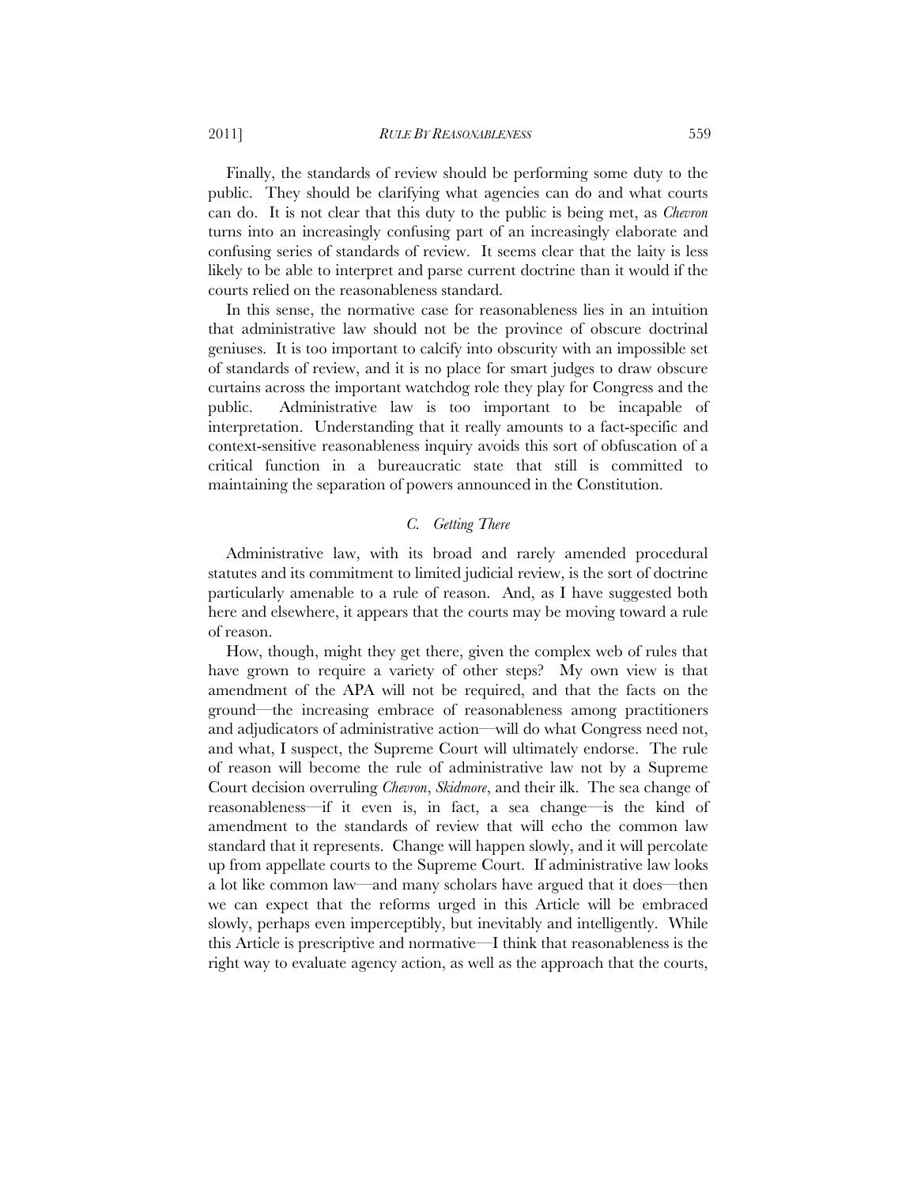Finally, the standards of review should be performing some duty to the public. They should be clarifying what agencies can do and what courts can do. It is not clear that this duty to the public is being met, as *Chevron* turns into an increasingly confusing part of an increasingly elaborate and confusing series of standards of review. It seems clear that the laity is less likely to be able to interpret and parse current doctrine than it would if the courts relied on the reasonableness standard.

In this sense, the normative case for reasonableness lies in an intuition that administrative law should not be the province of obscure doctrinal geniuses. It is too important to calcify into obscurity with an impossible set of standards of review, and it is no place for smart judges to draw obscure curtains across the important watchdog role they play for Congress and the public. Administrative law is too important to be incapable of interpretation. Understanding that it really amounts to a fact-specific and context-sensitive reasonableness inquiry avoids this sort of obfuscation of a critical function in a bureaucratic state that still is committed to maintaining the separation of powers announced in the Constitution.

### *C. Getting There*

Administrative law, with its broad and rarely amended procedural statutes and its commitment to limited judicial review, is the sort of doctrine particularly amenable to a rule of reason. And, as I have suggested both here and elsewhere, it appears that the courts may be moving toward a rule of reason.

How, though, might they get there, given the complex web of rules that have grown to require a variety of other steps? My own view is that amendment of the APA will not be required, and that the facts on the ground—the increasing embrace of reasonableness among practitioners and adjudicators of administrative action—will do what Congress need not, and what, I suspect, the Supreme Court will ultimately endorse. The rule of reason will become the rule of administrative law not by a Supreme Court decision overruling *Chevron*, *Skidmore*, and their ilk. The sea change of reasonableness—if it even is, in fact, a sea change—is the kind of amendment to the standards of review that will echo the common law standard that it represents. Change will happen slowly, and it will percolate up from appellate courts to the Supreme Court. If administrative law looks a lot like common law—and many scholars have argued that it does—then we can expect that the reforms urged in this Article will be embraced slowly, perhaps even imperceptibly, but inevitably and intelligently. While this Article is prescriptive and normative—I think that reasonableness is the right way to evaluate agency action, as well as the approach that the courts,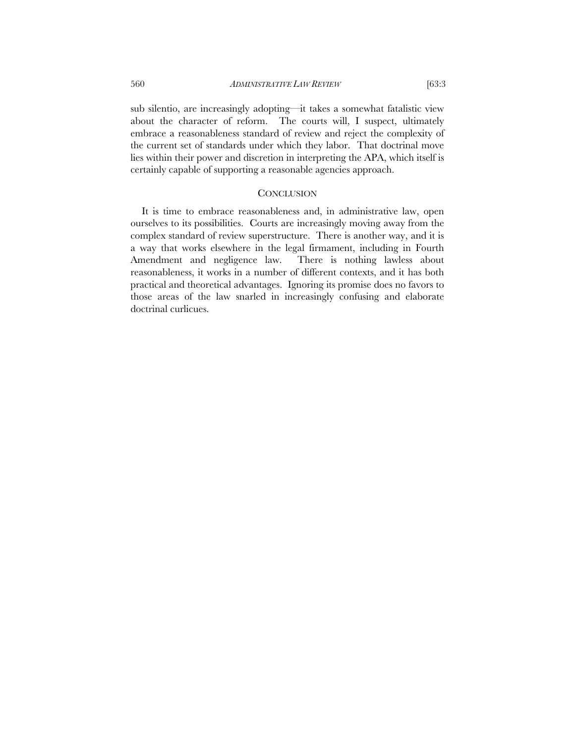sub silentio, are increasingly adopting—it takes a somewhat fatalistic view about the character of reform. The courts will, I suspect, ultimately embrace a reasonableness standard of review and reject the complexity of the current set of standards under which they labor. That doctrinal move lies within their power and discretion in interpreting the APA, which itself is certainly capable of supporting a reasonable agencies approach.

## CONCLUSION

It is time to embrace reasonableness and, in administrative law, open ourselves to its possibilities. Courts are increasingly moving away from the complex standard of review superstructure. There is another way, and it is a way that works elsewhere in the legal firmament, including in Fourth Amendment and negligence law. There is nothing lawless about reasonableness, it works in a number of different contexts, and it has both practical and theoretical advantages. Ignoring its promise does no favors to those areas of the law snarled in increasingly confusing and elaborate doctrinal curlicues.